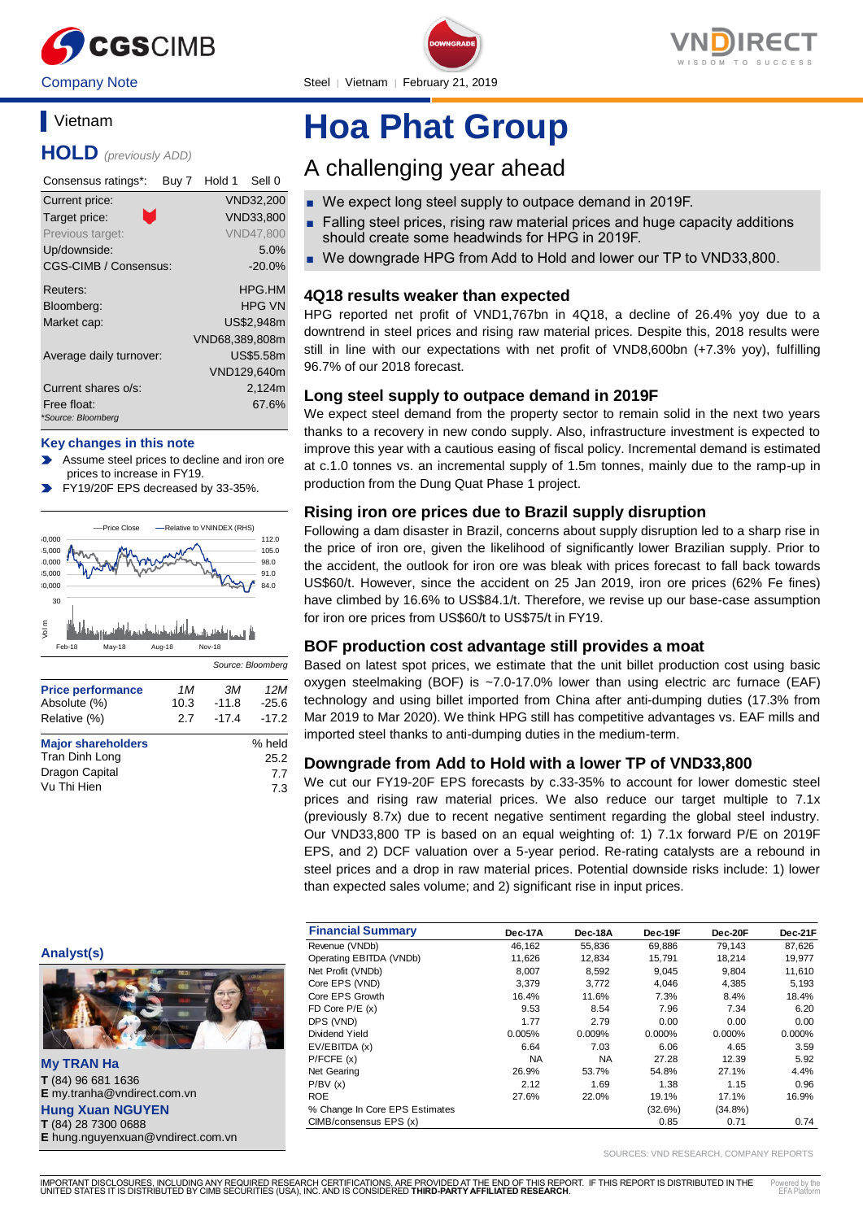Company Note

Steel | Vietnam | February 21, 2019

## Vietnam

## HOLD *(previously ADD)*

| Consensus ratings*: | Buy 7 | Hold 1 | Sell 0 |
|---|---|---|---|

| | |
|---|---|
| Current price: | VND32,200 |
| Target price: | VND33,800 |
| Previous target: | VND47,800 |
| Up/downside: | 5.0% |
| CGS-CIMB / Consensus: | -20.0% |
| Reuters: | HPG.HM |
| Bloomberg: | HPG VN |
| Market cap: | US$2,948m |
| | VND68,389,808m |
| Average daily turnover: | US$5.58m |
| | VND129,640m |
| Current shares o/s: | 2,124m |
| Free float: | 67.6% |

*Source: Bloomberg

### Key changes in this note

- Assume steel prices to decline and iron ore prices to increase in FY19.
- FY19/20F EPS decreased by 33-35%.

Source: Bloomberg

| Price performance | 1M | 3M | 12M |
|---|---|---|---|
| Absolute (%) | 10.3 | -11.8 | -25.6 |
| Relative (%) | 2.7 | -17.4 | -17.2 |

| Major shareholders | % held |
|---|---|
| Tran Dinh Long | 25.2 |
| Dragon Capital | 7.7 |
| Vu Thi Hien | 7.3 |

# Hoa Phat Group

## A challenging year ahead

- We expect long steel supply to outpace demand in 2019F.
- Falling steel prices, rising raw material prices and huge capacity additions should create some headwinds for HPG in 2019F.
- We downgrade HPG from Add to Hold and lower our TP to VND33,800.

### 4Q18 results weaker than expected

HPG reported net profit of VND1,767bn in 4Q18, a decline of 26.4% yoy due to a downtrend in steel prices and rising raw material prices. Despite this, 2018 results were still in line with our expectations with net profit of VND8,600bn (+7.3% yoy), fulfilling 96.7% of our 2018 forecast.

### Long steel supply to outpace demand in 2019F

We expect steel demand from the property sector to remain solid in the next two years thanks to a recovery in new condo supply. Also, infrastructure investment is expected to improve this year with a cautious easing of fiscal policy. Incremental demand is estimated at c.1.0 tonnes vs. an incremental supply of 1.5m tonnes, mainly due to the ramp-up in production from the Dung Quat Phase 1 project.

### Rising iron ore prices due to Brazil supply disruption

Following a dam disaster in Brazil, concerns about supply disruption led to a sharp rise in the price of iron ore, given the likelihood of significantly lower Brazilian supply. Prior to the accident, the outlook for iron ore was bleak with prices forecast to fall back towards US$60/t. However, since the accident on 25 Jan 2019, iron ore prices (62% Fe fines) have climbed by 16.6% to US$84.1/t. Therefore, we revise up our base-case assumption for iron ore prices from US$60/t to US$75/t in FY19.

### BOF production cost advantage still provides a moat

Based on latest spot prices, we estimate that the unit billet production cost using basic oxygen steelmaking (BOF) is ~7.0-17.0% lower than using electric arc furnace (EAF) technology and using billet imported from China after anti-dumping duties (17.3% from Mar 2019 to Mar 2020). We think HPG still has competitive advantages vs. EAF mills and imported steel thanks to anti-dumping duties in the medium-term.

### Downgrade from Add to Hold with a lower TP of VND33,800

We cut our FY19-20F EPS forecasts by c.33-35% to account for lower domestic steel prices and rising raw material prices. We also reduce our target multiple to 7.1x (previously 8.7x) due to recent negative sentiment regarding the global steel industry. Our VND33,800 TP is based on an equal weighting of: 1) 7.1x forward P/E on 2019F EPS, and 2) DCF valuation over a 5-year period. Re-rating catalysts are a rebound in steel prices and a drop in raw material prices. Potential downside risks include: 1) lower than expected sales volume; and 2) significant rise in input prices.

### Analyst(s)

**My TRAN Ha**
T (84) 96 681 1636
E my.tranha@vndirect.com.vn

**Hung Xuan NGUYEN**
T (84) 28 7300 0688
E hung.nguyenxuan@vndirect.com.vn

| Financial Summary | Dec-17A | Dec-18A | Dec-19F | Dec-20F | Dec-21F |
|---|---|---|---|---|---|
| Revenue (VNDb) | 46,162 | 55,836 | 69,886 | 79,143 | 87,626 |
| Operating EBITDA (VNDb) | 11,626 | 12,834 | 15,791 | 18,214 | 19,977 |
| Net Profit (VNDb) | 8,007 | 8,592 | 9,045 | 9,804 | 11,610 |
| Core EPS (VND) | 3,379 | 3,772 | 4,046 | 4,385 | 5,193 |
| Core EPS Growth | 16.4% | 11.6% | 7.3% | 8.4% | 18.4% |
| FD Core P/E (x) | 9.53 | 8.54 | 7.96 | 7.34 | 6.20 |
| DPS (VND) | 1.77 | 2.79 | 0.00 | 0.00 | 0.00 |
| Dividend Yield | 0.005% | 0.009% | 0.000% | 0.000% | 0.000% |
| EV/EBITDA (x) | 6.64 | 7.03 | 6.06 | 4.65 | 3.59 |
| P/FCFE (x) | NA | NA | 27.28 | 12.39 | 5.92 |
| Net Gearing | 26.9% | 53.7% | 54.8% | 27.1% | 4.4% |
| P/BV (x) | 2.12 | 1.69 | 1.38 | 1.15 | 0.96 |
| ROE | 27.6% | 22.0% | 19.1% | 17.1% | 16.9% |
| % Change In Core EPS Estimates | | | (32.6%) | (34.8%) | |
| CIMB/consensus EPS (x) | | | 0.85 | 0.71 | 0.74 |

SOURCES: VND RESEARCH, COMPANY REPORTS

IMPORTANT DISCLOSURES, INCLUDING ANY REQUIRED RESEARCH CERTIFICATIONS, ARE PROVIDED AT THE END OF THIS REPORT. IF THIS REPORT IS DISTRIBUTED IN THE UNITED STATES IT IS DISTRIBUTED BY CIMB SECURITIES (USA), INC. AND IS CONSIDERED **THIRD-PARTY AFFILIATED RESEARCH**.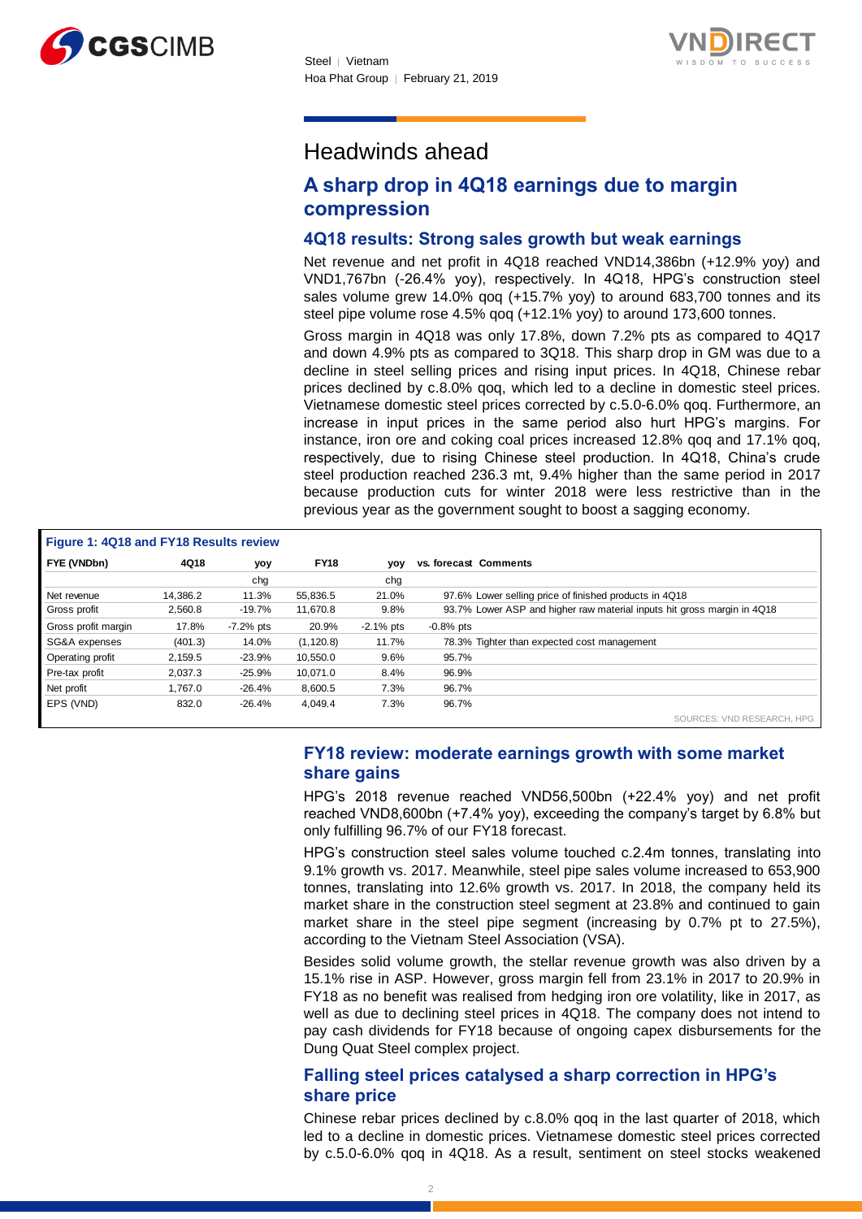# Headwinds ahead

## A sharp drop in 4Q18 earnings due to margin compression

### 4Q18 results: Strong sales growth but weak earnings

Net revenue and net profit in 4Q18 reached VND14,386bn (+12.9% yoy) and VND1,767bn (-26.4% yoy), respectively. In 4Q18, HPG's construction steel sales volume grew 14.0% qoq (+15.7% yoy) to around 683,700 tonnes and its steel pipe volume rose 4.5% qoq (+12.1% yoy) to around 173,600 tonnes.

Gross margin in 4Q18 was only 17.8%, down 7.2% pts as compared to 4Q17 and down 4.9% pts as compared to 3Q18. This sharp drop in GM was due to a decline in steel selling prices and rising input prices. In 4Q18, Chinese rebar prices declined by c.8.0% qoq, which led to a decline in domestic steel prices. Vietnamese domestic steel prices corrected by c.5.0-6.0% qoq. Furthermore, an increase in input prices in the same period also hurt HPG's margins. For instance, iron ore and coking coal prices increased 12.8% qoq and 17.1% qoq, respectively, due to rising Chinese steel production. In 4Q18, China's crude steel production reached 236.3 mt, 9.4% higher than the same period in 2017 because production cuts for winter 2018 were less restrictive than in the previous year as the government sought to boost a sagging economy.

**Figure 1: 4Q18 and FY18 Results review**

| FYE (VNDbn) | 4Q18 | yoy chg | FY18 | yoy chg | vs. forecast | Comments |
|---|---|---|---|---|---|---|
| Net revenue | 14,386.2 | 11.3% | 55,836.5 | 21.0% | 97.6% | Lower selling price of finished products in 4Q18 |
| Gross profit | 2,560.8 | -19.7% | 11,670.8 | 9.8% | 93.7% | Lower ASP and higher raw material inputs hit gross margin in 4Q18 |
| Gross profit margin | 17.8% | -7.2% pts | 20.9% | -2.1% pts | -0.8% pts | |
| SG&A expenses | (401.3) | 14.0% | (1,120.8) | 11.7% | 78.3% | Tighter than expected cost management |
| Operating profit | 2,159.5 | -23.9% | 10,550.0 | 9.6% | 95.7% | |
| Pre-tax profit | 2,037.3 | -25.9% | 10,071.0 | 8.4% | 96.9% | |
| Net profit | 1,767.0 | -26.4% | 8,600.5 | 7.3% | 96.7% | |
| EPS (VND) | 832.0 | -26.4% | 4,049.4 | 7.3% | 96.7% | |

SOURCES: VND RESEARCH, HPG

### FY18 review: moderate earnings growth with some market share gains

HPG's 2018 revenue reached VND56,500bn (+22.4% yoy) and net profit reached VND8,600bn (+7.4% yoy), exceeding the company's target by 6.8% but only fulfilling 96.7% of our FY18 forecast.

HPG's construction steel sales volume touched c.2.4m tonnes, translating into 9.1% growth vs. 2017. Meanwhile, steel pipe sales volume increased to 653,900 tonnes, translating into 12.6% growth vs. 2017. In 2018, the company held its market share in the construction steel segment at 23.8% and continued to gain market share in the steel pipe segment (increasing by 0.7% pt to 27.5%), according to the Vietnam Steel Association (VSA).

Besides solid volume growth, the stellar revenue growth was also driven by a 15.1% rise in ASP. However, gross margin fell from 23.1% in 2017 to 20.9% in FY18 as no benefit was realised from hedging iron ore volatility, like in 2017, as well as due to declining steel prices in 4Q18. The company does not intend to pay cash dividends for FY18 because of ongoing capex disbursements for the Dung Quat Steel complex project.

### Falling steel prices catalysed a sharp correction in HPG's share price

Chinese rebar prices declined by c.8.0% qoq in the last quarter of 2018, which led to a decline in domestic prices. Vietnamese domestic steel prices corrected by c.5.0-6.0% qoq in 4Q18. As a result, sentiment on steel stocks weakened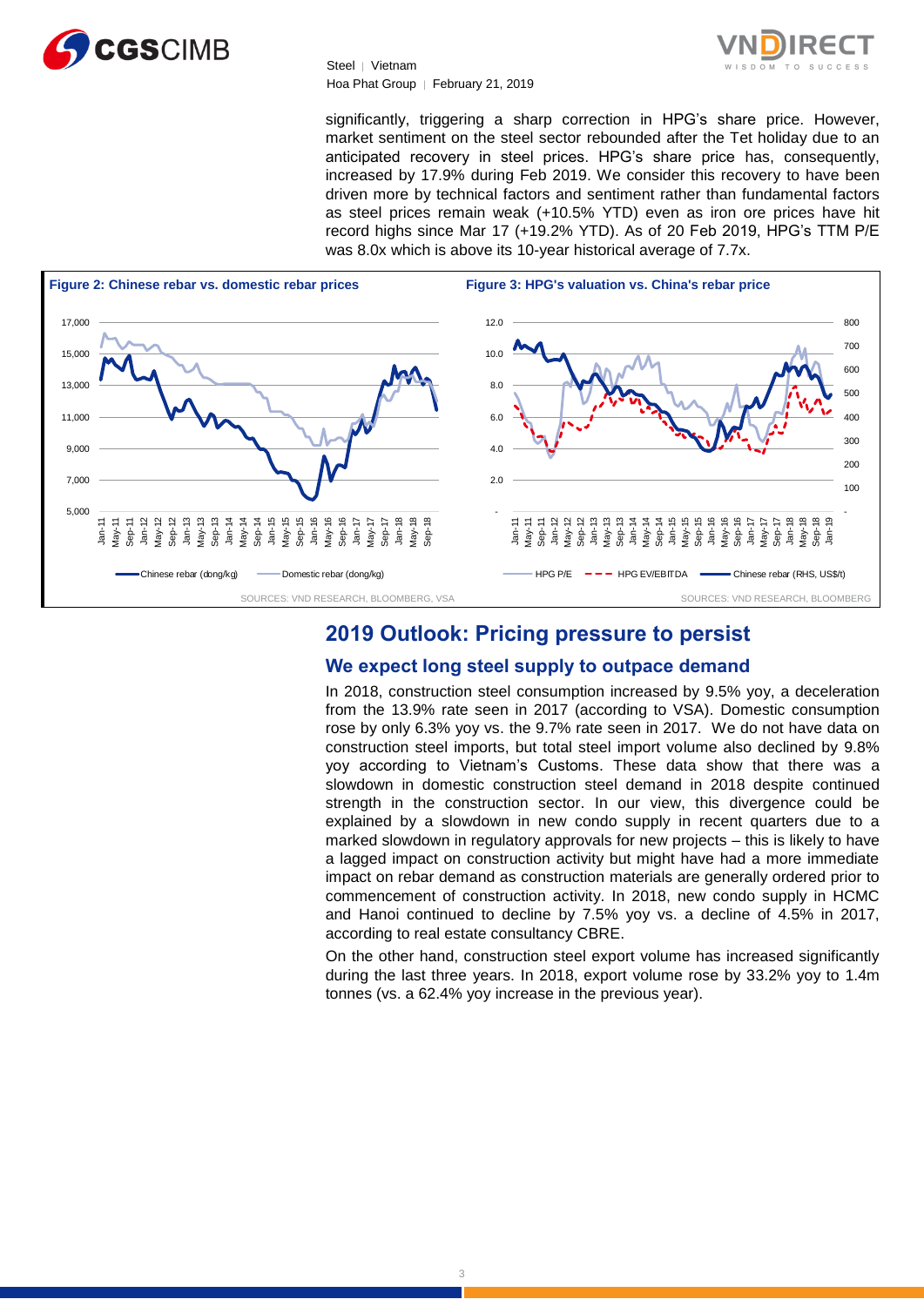significantly, triggering a sharp correction in HPG's share price. However, market sentiment on the steel sector rebounded after the Tet holiday due to an anticipated recovery in steel prices. HPG's share price has, consequently, increased by 17.9% during Feb 2019. We consider this recovery to have been driven more by technical factors and sentiment rather than fundamental factors as steel prices remain weak (+10.5% YTD) even as iron ore prices have hit record highs since Mar 17 (+19.2% YTD). As of 20 Feb 2019, HPG's TTM P/E was 8.0x which is above its 10-year historical average of 7.7x.

**Figure 2: Chinese rebar vs. domestic rebar prices**

SOURCES: VND RESEARCH, BLOOMBERG, VSA

**Figure 3: HPG's valuation vs. China's rebar price**

SOURCES: VND RESEARCH, BLOOMBERG

## 2019 Outlook: Pricing pressure to persist

### We expect long steel supply to outpace demand

In 2018, construction steel consumption increased by 9.5% yoy, a deceleration from the 13.9% rate seen in 2017 (according to VSA). Domestic consumption rose by only 6.3% yoy vs. the 9.7% rate seen in 2017. We do not have data on construction steel imports, but total steel import volume also declined by 9.8% yoy according to Vietnam's Customs. These data show that there was a slowdown in domestic construction steel demand in 2018 despite continued strength in the construction sector. In our view, this divergence could be explained by a slowdown in new condo supply in recent quarters due to a marked slowdown in regulatory approvals for new projects – this is likely to have a lagged impact on construction activity but might have had a more immediate impact on rebar demand as construction materials are generally ordered prior to commencement of construction activity. In 2018, new condo supply in HCMC and Hanoi continued to decline by 7.5% yoy vs. a decline of 4.5% in 2017, according to real estate consultancy CBRE.

On the other hand, construction steel export volume has increased significantly during the last three years. In 2018, export volume rose by 33.2% yoy to 1.4m tonnes (vs. a 62.4% yoy increase in the previous year).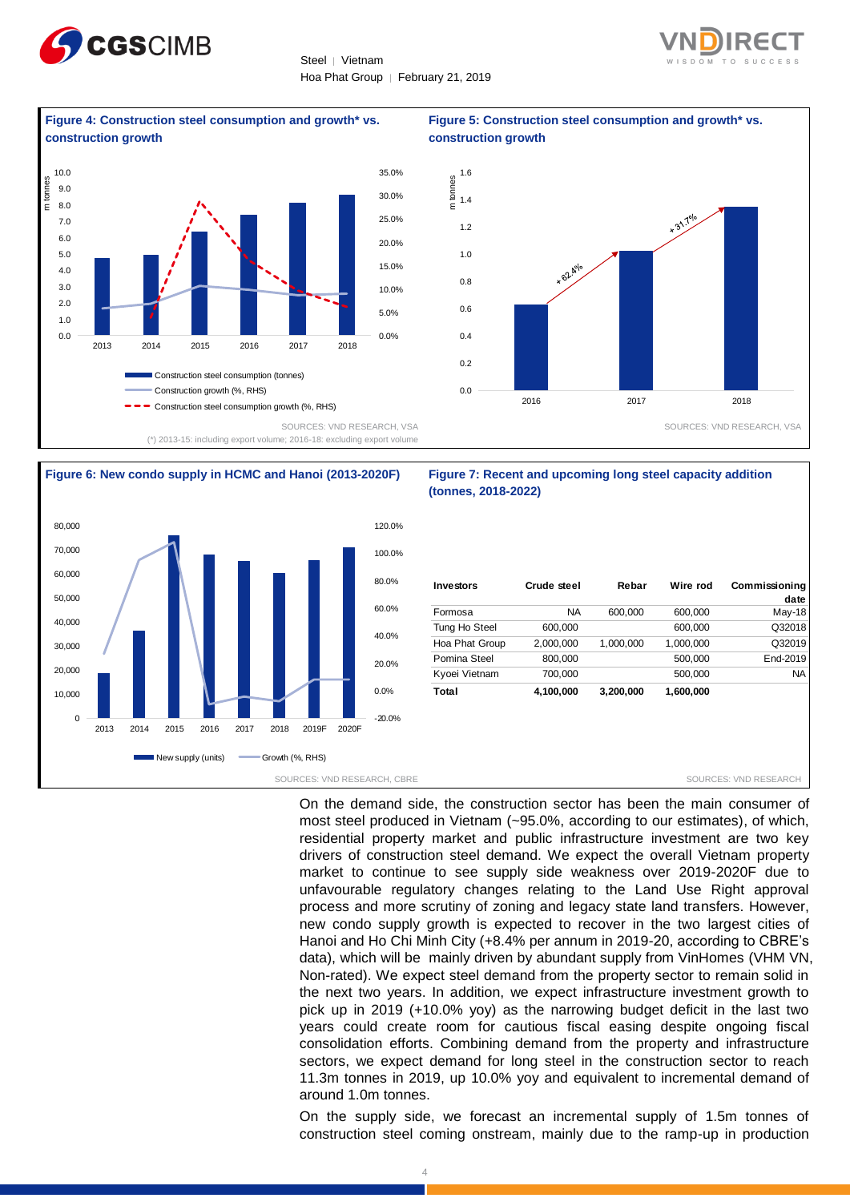**Figure 4: Construction steel consumption and growth* vs. construction growth**

SOURCES: VND RESEARCH, VSA

(*) 2013-15: including export volume; 2016-18: excluding export volume

**Figure 5: Construction steel consumption and growth* vs. construction growth**

SOURCES: VND RESEARCH, VSA

**Figure 6: New condo supply in HCMC and Hanoi (2013-2020F)**

SOURCES: VND RESEARCH, CBRE

**Figure 7: Recent and upcoming long steel capacity addition (tonnes, 2018-2022)**

| Investors | Crude steel | Rebar | Wire rod | Commissioning date |
|---|---|---|---|---|
| Formosa | NA | 600,000 | 600,000 | May-18 |
| Tung Ho Steel | 600,000 | | 600,000 | Q32018 |
| Hoa Phat Group | 2,000,000 | 1,000,000 | 1,000,000 | Q32019 |
| Pomina Steel | 800,000 | | 500,000 | End-2019 |
| Kyoei Vietnam | 700,000 | | 500,000 | NA |
| **Total** | **4,100,000** | **3,200,000** | **1,600,000** | |

SOURCES: VND RESEARCH

On the demand side, the construction sector has been the main consumer of most steel produced in Vietnam (~95.0%, according to our estimates), of which, residential property market and public infrastructure investment are two key drivers of construction steel demand. We expect the overall Vietnam property market to continue to see supply side weakness over 2019-2020F due to unfavourable regulatory changes relating to the Land Use Right approval process and more scrutiny of zoning and legacy state land transfers. However, new condo supply growth is expected to recover in the two largest cities of Hanoi and Ho Chi Minh City (+8.4% per annum in 2019-20, according to CBRE's data), which will be mainly driven by abundant supply from VinHomes (VHM VN, Non-rated). We expect steel demand from the property sector to remain solid in the next two years. In addition, we expect infrastructure investment growth to pick up in 2019 (+10.0% yoy) as the narrowing budget deficit in the last two years could create room for cautious fiscal easing despite ongoing fiscal consolidation efforts. Combining demand from the property and infrastructure sectors, we expect demand for long steel in the construction sector to reach 11.3m tonnes in 2019, up 10.0% yoy and equivalent to incremental demand of around 1.0m tonnes.

On the supply side, we forecast an incremental supply of 1.5m tonnes of construction steel coming onstream, mainly due to the ramp-up in production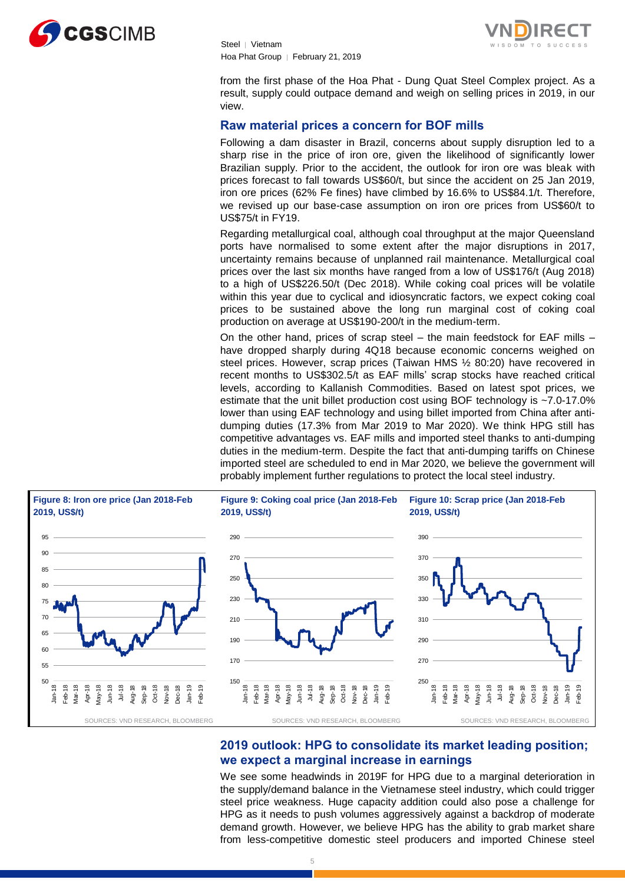from the first phase of the Hoa Phat - Dung Quat Steel Complex project. As a result, supply could outpace demand and weigh on selling prices in 2019, in our view.

## Raw material prices a concern for BOF mills

Following a dam disaster in Brazil, concerns about supply disruption led to a sharp rise in the price of iron ore, given the likelihood of significantly lower Brazilian supply. Prior to the accident, the outlook for iron ore was bleak with prices forecast to fall towards US$60/t, but since the accident on 25 Jan 2019, iron ore prices (62% Fe fines) have climbed by 16.6% to US$84.1/t. Therefore, we revised up our base-case assumption on iron ore prices from US$60/t to US$75/t in FY19.

Regarding metallurgical coal, although coal throughput at the major Queensland ports have normalised to some extent after the major disruptions in 2017, uncertainty remains because of unplanned rail maintenance. Metallurgical coal prices over the last six months have ranged from a low of US$176/t (Aug 2018) to a high of US$226.50/t (Dec 2018). While coking coal prices will be volatile within this year due to cyclical and idiosyncratic factors, we expect coking coal prices to be sustained above the long run marginal cost of coking coal production on average at US$190-200/t in the medium-term.

On the other hand, prices of scrap steel – the main feedstock for EAF mills – have dropped sharply during 4Q18 because economic concerns weighed on steel prices. However, scrap prices (Taiwan HMS ½ 80:20) have recovered in recent months to US$302.5/t as EAF mills' scrap stocks have reached critical levels, according to Kallanish Commodities. Based on latest spot prices, we estimate that the unit billet production cost using BOF technology is ~7.0-17.0% lower than using EAF technology and using billet imported from China after anti-dumping duties (17.3% from Mar 2019 to Mar 2020). We think HPG still has competitive advantages vs. EAF mills and imported steel thanks to anti-dumping duties in the medium-term. Despite the fact that anti-dumping tariffs on Chinese imported steel are scheduled to end in Mar 2020, we believe the government will probably implement further regulations to protect the local steel industry.

**Figure 8: Iron ore price (Jan 2018-Feb 2019, US$/t)**

SOURCES: VND RESEARCH, BLOOMBERG

**Figure 9: Coking coal price (Jan 2018-Feb 2019, US$/t)**

SOURCES: VND RESEARCH, BLOOMBERG

**Figure 10: Scrap price (Jan 2018-Feb 2019, US$/t)**

SOURCES: VND RESEARCH, BLOOMBERG

## 2019 outlook: HPG to consolidate its market leading position; we expect a marginal increase in earnings

We see some headwinds in 2019F for HPG due to a marginal deterioration in the supply/demand balance in the Vietnamese steel industry, which could trigger steel price weakness. Huge capacity addition could also pose a challenge for HPG as it needs to push volumes aggressively against a backdrop of moderate demand growth. However, we believe HPG has the ability to grab market share from less-competitive domestic steel producers and imported Chinese steel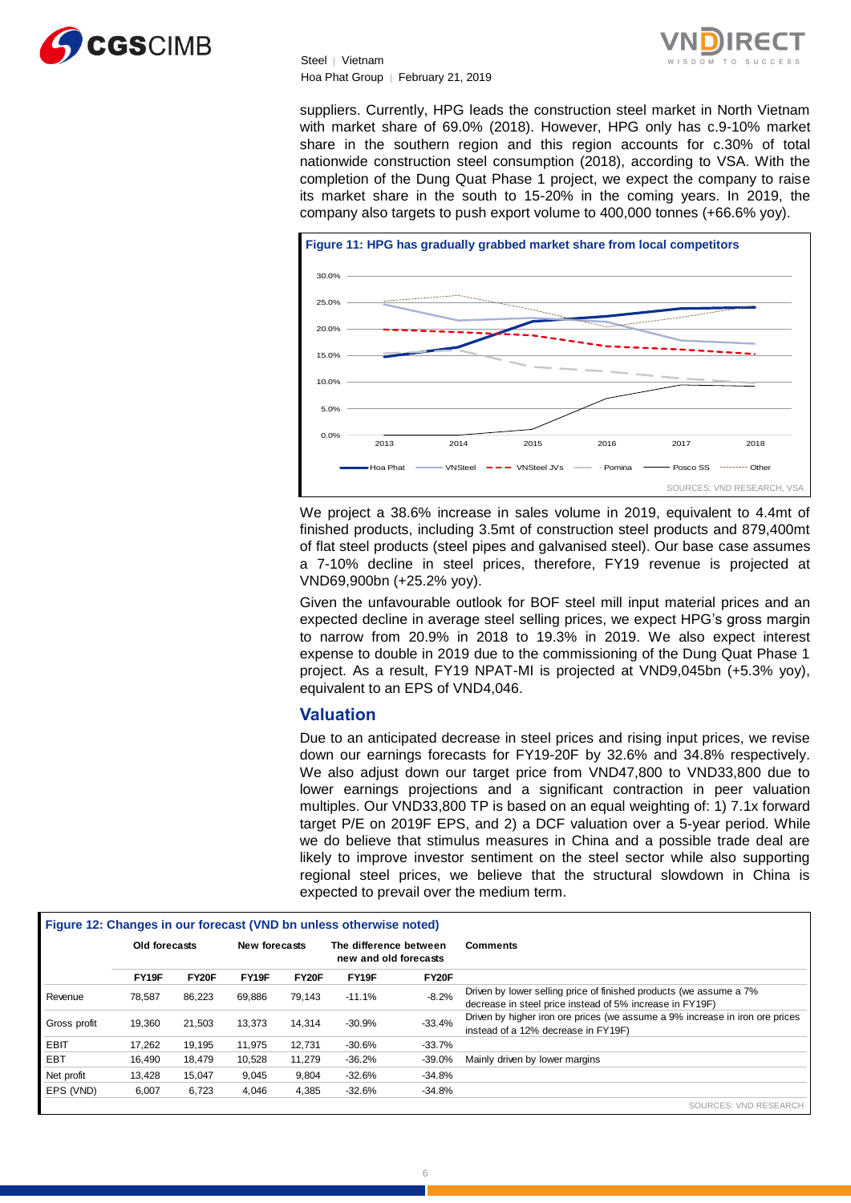suppliers. Currently, HPG leads the construction steel market in North Vietnam with market share of 69.0% (2018). However, HPG only has c.9-10% market share in the southern region and this region accounts for c.30% of total nationwide construction steel consumption (2018), according to VSA. With the completion of the Dung Quat Phase 1 project, we expect the company to raise its market share in the south to 15-20% in the coming years. In 2019, the company also targets to push export volume to 400,000 tonnes (+66.6% yoy).

**Figure 11: HPG has gradually grabbed market share from local competitors**

SOURCES: VND RESEARCH, VSA

We project a 38.6% increase in sales volume in 2019, equivalent to 4.4mt of finished products, including 3.5mt of construction steel products and 879,400mt of flat steel products (steel pipes and galvanised steel). Our base case assumes a 7-10% decline in steel prices, therefore, FY19 revenue is projected at VND69,900bn (+25.2% yoy).

Given the unfavourable outlook for BOF steel mill input material prices and an expected decline in average steel selling prices, we expect HPG's gross margin to narrow from 20.9% in 2018 to 19.3% in 2019. We also expect interest expense to double in 2019 due to the commissioning of the Dung Quat Phase 1 project. As a result, FY19 NPAT-MI is projected at VND9,045bn (+5.3% yoy), equivalent to an EPS of VND4,046.

## Valuation

Due to an anticipated decrease in steel prices and rising input prices, we revise down our earnings forecasts for FY19-20F by 32.6% and 34.8% respectively. We also adjust down our target price from VND47,800 to VND33,800 due to lower earnings projections and a significant contraction in peer valuation multiples. Our VND33,800 TP is based on an equal weighting of: 1) 7.1x forward target P/E on 2019F EPS, and 2) a DCF valuation over a 5-year period. While we do believe that stimulus measures in China and a possible trade deal are likely to improve investor sentiment on the steel sector while also supporting regional steel prices, we believe that the structural slowdown in China is expected to prevail over the medium term.

**Figure 12: Changes in our forecast (VND bn unless otherwise noted)**

| | Old forecasts | | New forecasts | | The difference between new and old forecasts | | Comments |
|---|---|---|---|---|---|---|---|
| | FY19F | FY20F | FY19F | FY20F | FY19F | FY20F | |
| Revenue | 78,587 | 86,223 | 69,886 | 79,143 | -11.1% | -8.2% | Driven by lower selling price of finished products (we assume a 7% decrease in steel price instead of 5% increase in FY19F) |
| Gross profit | 19,360 | 21,503 | 13,373 | 14,314 | -30.9% | -33.4% | Driven by higher iron ore prices (we assume a 9% increase in iron ore prices instead of a 12% decrease in FY19F) |
| EBIT | 17,262 | 19,195 | 11,975 | 12,731 | -30.6% | -33.7% | |
| EBT | 16,490 | 18,479 | 10,528 | 11,279 | -36.2% | -39.0% | Mainly driven by lower margins |
| Net profit | 13,428 | 15,047 | 9,045 | 9,804 | -32.6% | -34.8% | |
| EPS (VND) | 6,007 | 6,723 | 4,046 | 4,385 | -32.6% | -34.8% | |

SOURCES: VND RESEARCH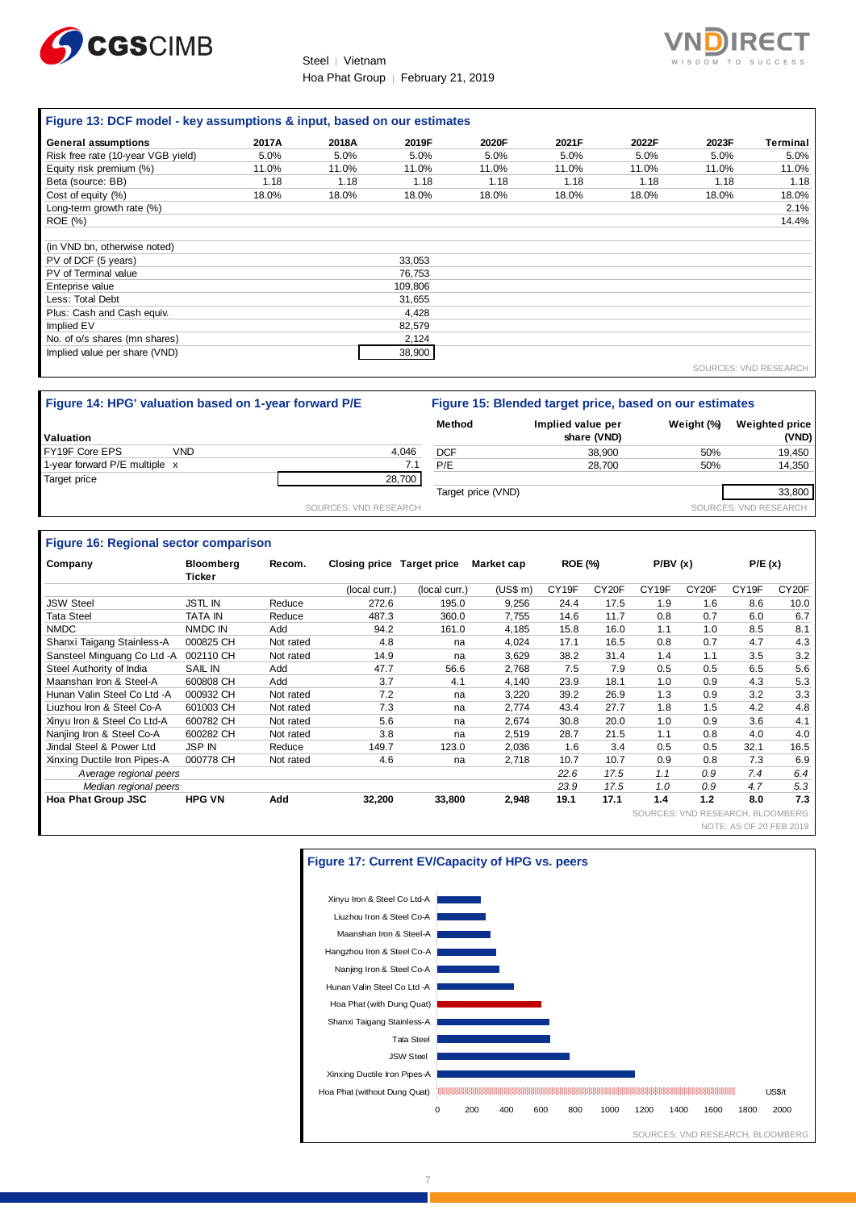### Figure 13: DCF model - key assumptions & input, based on our estimates

| General assumptions | 2017A | 2018A | 2019F | 2020F | 2021F | 2022F | 2023F | Terminal |
|---|---|---|---|---|---|---|---|---|
| Risk free rate (10-year VGB yield) | 5.0% | 5.0% | 5.0% | 5.0% | 5.0% | 5.0% | 5.0% | 5.0% |
| Equity risk premium (%) | 11.0% | 11.0% | 11.0% | 11.0% | 11.0% | 11.0% | 11.0% | 11.0% |
| Beta (source: BB) | 1.18 | 1.18 | 1.18 | 1.18 | 1.18 | 1.18 | 1.18 | 1.18 |
| Cost of equity (%) | 18.0% | 18.0% | 18.0% | 18.0% | 18.0% | 18.0% | 18.0% | 18.0% |
| Long-term growth rate (%) | | | | | | | | 2.1% |
| ROE (%) | | | | | | | | 14.4% |
| | | | | | | | | |
| (in VND bn, otherwise noted) | | | | | | | | |
| PV of DCF (5 years) | | | 33,053 | | | | | |
| PV of Terminal value | | | 76,753 | | | | | |
| Entepise value | | | 109,806 | | | | | |
| Less: Total Debt | | | 31,655 | | | | | |
| Plus: Cash and Cash equiv. | | | 4,428 | | | | | |
| Implied EV | | | 82,579 | | | | | |
| No. of o/s shares (mn shares) | | | 2,124 | | | | | |
| Implied value per share (VND) | | | 38,900 | | | | | |

SOURCES: VND RESEARCH

### Figure 14: HPG' valuation based on 1-year forward P/E

| Valuation | | |
|---|---|---|
| FY19F Core EPS | VND | 4,046 |
| 1-year forward P/E multiple | x | 7.1 |
| Target price | | 28,700 |

SOURCES: VND RESEARCH

### Figure 15: Blended target price, based on our estimates

| Method | Implied value per share (VND) | Weight (%) | Weighted price (VND) |
|---|---|---|---|
| DCF | 38,900 | 50% | 19,450 |
| P/E | 28,700 | 50% | 14,350 |
| Target price (VND) | | | 33,800 |

SOURCES: VND RESEARCH

### Figure 16: Regional sector comparison

| Company | Bloomberg Ticker | Recom. | Closing price | Target price | Market cap | ROE (%) | | P/BV (x) | | P/E (x) | |
|---|---|---|---|---|---|---|---|---|---|---|---|
| | | | (local curr.) | (local curr.) | (US$ m) | CY19F | CY20F | CY19F | CY20F | CY19F | CY20F |
| JSW Steel | JSTL IN | Reduce | 272.6 | 195.0 | 9,256 | 24.4 | 17.5 | 1.9 | 1.6 | 8.6 | 10.0 |
| Tata Steel | TATA IN | Reduce | 487.3 | 360.0 | 7,755 | 14.6 | 11.7 | 0.8 | 0.7 | 6.0 | 6.7 |
| NMDC | NMDC IN | Add | 94.2 | 161.0 | 4,185 | 15.8 | 16.0 | 1.1 | 1.0 | 8.5 | 8.1 |
| Shanxi Taigang Stainless-A | 000825 CH | Not rated | 4.8 | na | 4,024 | 17.1 | 16.5 | 0.8 | 0.7 | 4.7 | 4.3 |
| Sansteel Minguang Co Ltd -A | 002110 CH | Not rated | 14.9 | na | 3,629 | 38.2 | 31.4 | 1.4 | 1.1 | 3.5 | 3.2 |
| Steel Authority of India | SAIL IN | Add | 47.7 | 56.6 | 2,768 | 7.5 | 7.9 | 0.5 | 0.5 | 6.5 | 5.6 |
| Maanshan Iron & Steel-A | 600808 CH | Add | 3.7 | 4.1 | 4,140 | 23.9 | 18.1 | 1.0 | 0.9 | 4.3 | 5.3 |
| Hunan Valin Steel Co Ltd -A | 000932 CH | Not rated | 7.2 | na | 3,220 | 39.2 | 26.9 | 1.3 | 0.9 | 3.2 | 3.3 |
| Liuzhou Iron & Steel Co-A | 601003 CH | Not rated | 7.3 | na | 2,774 | 43.4 | 27.7 | 1.8 | 1.5 | 4.2 | 4.8 |
| Xinyu Iron & Steel Co Ltd-A | 600782 CH | Not rated | 5.6 | na | 2,674 | 30.8 | 20.0 | 1.0 | 0.9 | 3.6 | 4.1 |
| Nanjing Iron & Steel Co-A | 600282 CH | Not rated | 3.8 | na | 2,519 | 28.7 | 21.5 | 1.1 | 0.8 | 4.0 | 4.0 |
| Jindal Steel & Power Ltd | JSP IN | Reduce | 149.7 | 123.0 | 2,036 | 1.6 | 3.4 | 0.5 | 0.5 | 32.1 | 16.5 |
| Xinxing Ductile Iron Pipes-A | 000778 CH | Not rated | 4.6 | na | 2,718 | 10.7 | 10.7 | 0.9 | 0.8 | 7.3 | 6.9 |
| *Average regional peers* | | | | | | *22.6* | *17.5* | *1.1* | *0.9* | *7.4* | *6.4* |
| *Median regional peers* | | | | | | *23.9* | *17.5* | *1.0* | *0.9* | *4.7* | *5.3* |
| **Hoa Phat Group JSC** | **HPG VN** | **Add** | **32,200** | **33,800** | **2,948** | **19.1** | **17.1** | **1.4** | **1.2** | **8.0** | **7.3** |

SOURCES: VND RESEARCH, BLOOMBERG
NOTE: AS OF 20 FEB 2019

### Figure 17: Current EV/Capacity of HPG vs. peers

SOURCES: VND RESEARCH, BLOOMBERG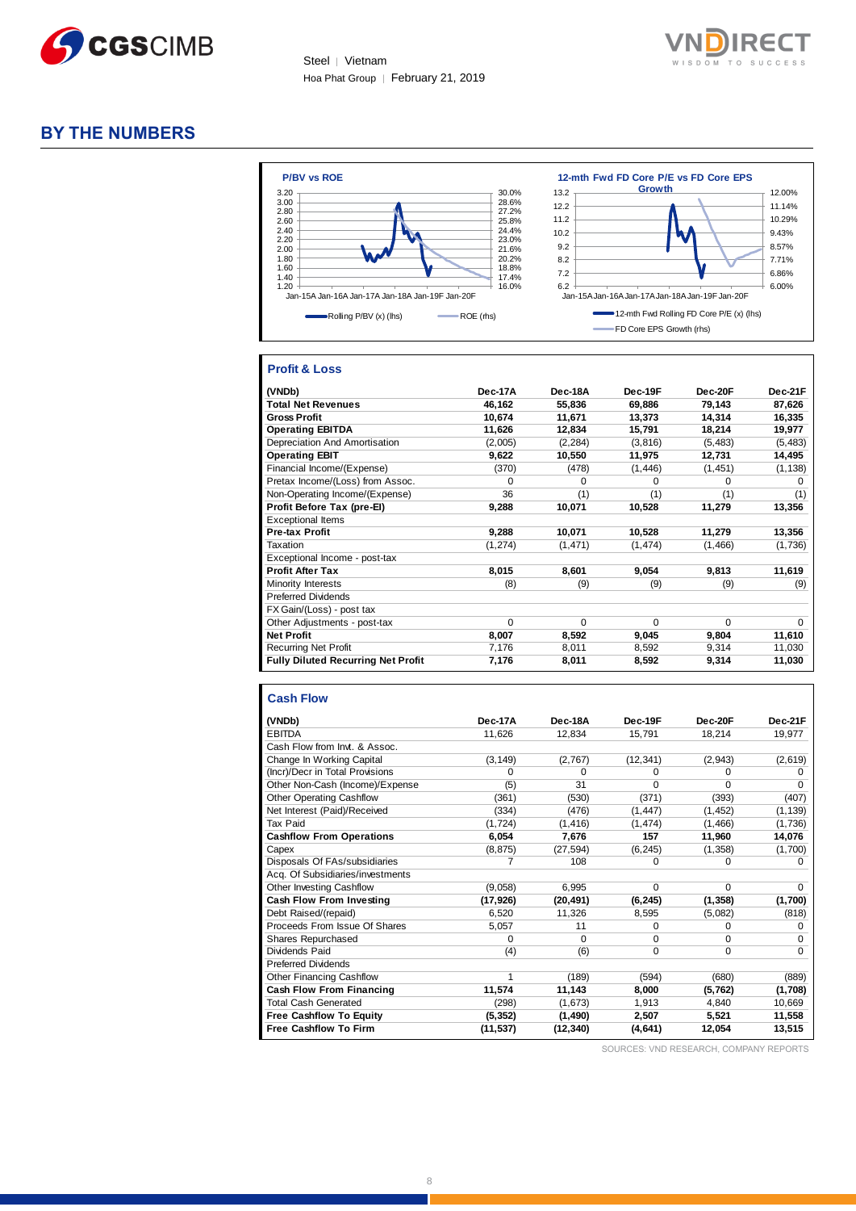## BY THE NUMBERS

P/BV vs ROE

12-mth Fwd FD Core P/E vs FD Core EPS Growth

### Profit & Loss

| (VNDb) | Dec-17A | Dec-18A | Dec-19F | Dec-20F | Dec-21F |
|---|---|---|---|---|---|
| **Total Net Revenues** | **46,162** | **55,836** | **69,886** | **79,143** | **87,626** |
| **Gross Profit** | **10,674** | **11,671** | **13,373** | **14,314** | **16,335** |
| **Operating EBITDA** | **11,626** | **12,834** | **15,791** | **18,214** | **19,977** |
| Depreciation And Amortisation | (2,005) | (2,284) | (3,816) | (5,483) | (5,483) |
| **Operating EBIT** | **9,622** | **10,550** | **11,975** | **12,731** | **14,495** |
| Financial Income/(Expense) | (370) | (478) | (1,446) | (1,451) | (1,138) |
| Pretax Income/(Loss) from Assoc. | 0 | 0 | 0 | 0 | 0 |
| Non-Operating Income/(Expense) | 36 | (1) | (1) | (1) | (1) |
| **Profit Before Tax (pre-EI)** | **9,288** | **10,071** | **10,528** | **11,279** | **13,356** |
| Exceptional Items | | | | | |
| **Pre-tax Profit** | **9,288** | **10,071** | **10,528** | **11,279** | **13,356** |
| Taxation | (1,274) | (1,471) | (1,474) | (1,466) | (1,736) |
| Exceptional Income - post-tax | | | | | |
| **Profit After Tax** | **8,015** | **8,601** | **9,054** | **9,813** | **11,619** |
| Minority Interests | (8) | (9) | (9) | (9) | (9) |
| Preferred Dividends | | | | | |
| FX Gain/(Loss) - post tax | | | | | |
| Other Adjustments - post-tax | 0 | 0 | 0 | 0 | 0 |
| **Net Profit** | **8,007** | **8,592** | **9,045** | **9,804** | **11,610** |
| Recurring Net Profit | 7,176 | 8,011 | 8,592 | 9,314 | 11,030 |
| **Fully Diluted Recurring Net Profit** | **7,176** | **8,011** | **8,592** | **9,314** | **11,030** |

### Cash Flow

| (VNDb) | Dec-17A | Dec-18A | Dec-19F | Dec-20F | Dec-21F |
|---|---|---|---|---|---|
| EBITDA | 11,626 | 12,834 | 15,791 | 18,214 | 19,977 |
| Cash Flow from Invt. & Assoc. | | | | | |
| Change In Working Capital | (3,149) | (2,767) | (12,341) | (2,943) | (2,619) |
| (Incr)/Decr in Total Provisions | 0 | 0 | 0 | 0 | 0 |
| Other Non-Cash (Income)/Expense | (5) | 31 | 0 | 0 | 0 |
| Other Operating Cashflow | (361) | (530) | (371) | (393) | (407) |
| Net Interest (Paid)/Received | (334) | (476) | (1,447) | (1,452) | (1,139) |
| Tax Paid | (1,724) | (1,416) | (1,474) | (1,466) | (1,736) |
| **Cashflow From Operations** | **6,054** | **7,676** | **157** | **11,960** | **14,076** |
| Capex | (8,875) | (27,594) | (6,245) | (1,358) | (1,700) |
| Disposals Of FAs/subsidiaries | 7 | 108 | 0 | 0 | 0 |
| Acq. Of Subsidiaries/investments | | | | | |
| Other Investing Cashflow | (9,058) | 6,995 | 0 | 0 | 0 |
| **Cash Flow From Investing** | **(17,926)** | **(20,491)** | **(6,245)** | **(1,358)** | **(1,700)** |
| Debt Raised/(repaid) | 6,520 | 11,326 | 8,595 | (5,082) | (818) |
| Proceeds From Issue Of Shares | 5,057 | 11 | 0 | 0 | 0 |
| Shares Repurchased | 0 | 0 | 0 | 0 | 0 |
| Dividends Paid | (4) | (6) | 0 | 0 | 0 |
| Preferred Dividends | | | | | |
| Other Financing Cashflow | 1 | (189) | (594) | (680) | (889) |
| **Cash Flow From Financing** | **11,574** | **11,143** | **8,000** | **(5,762)** | **(1,708)** |
| Total Cash Generated | (298) | (1,673) | 1,913 | 4,840 | 10,669 |
| **Free Cashflow To Equity** | **(5,352)** | **(1,490)** | **2,507** | **5,521** | **11,558** |
| **Free Cashflow To Firm** | **(11,537)** | **(12,340)** | **(4,641)** | **12,054** | **13,515** |

SOURCES: VND RESEARCH, COMPANY REPORTS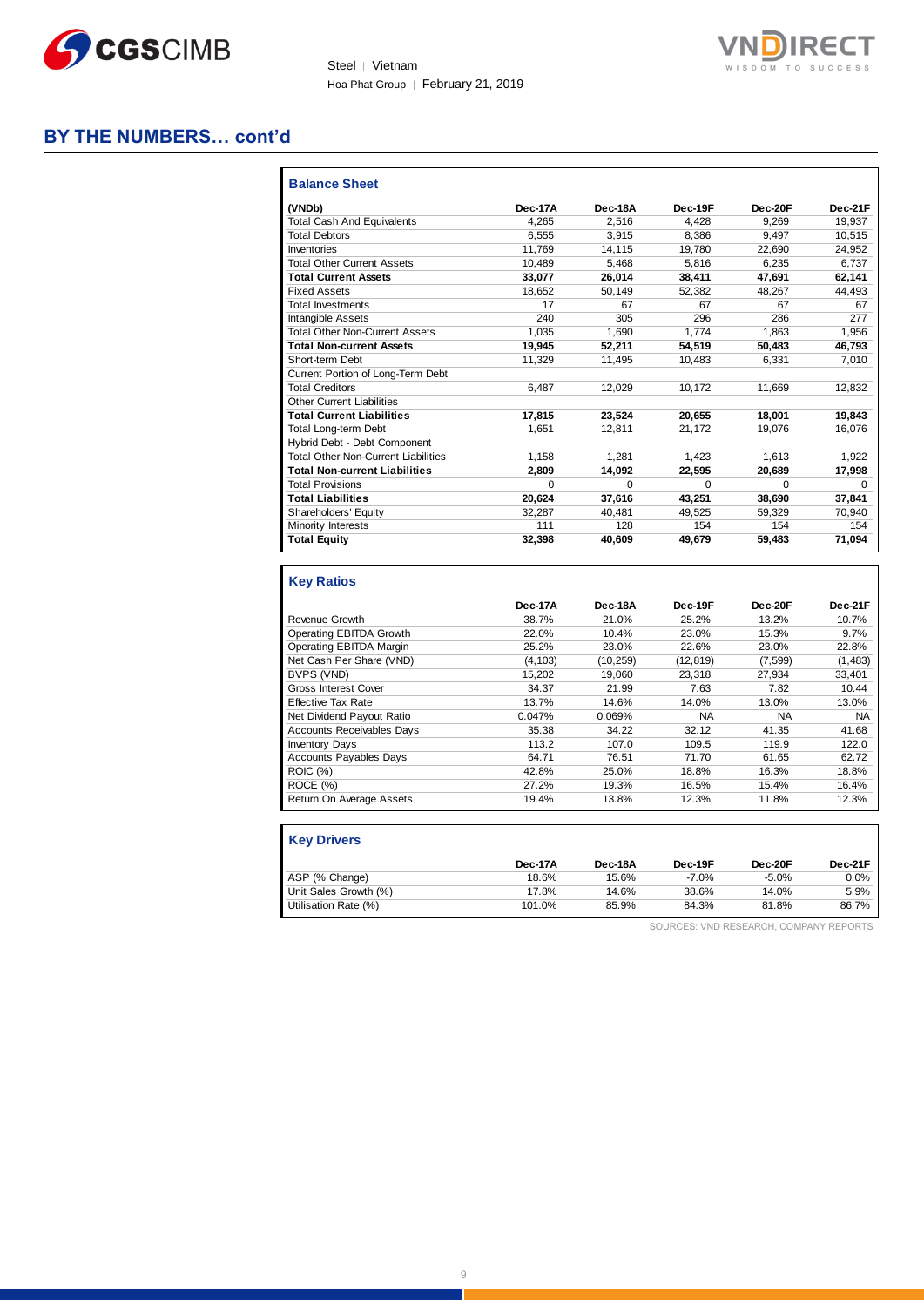## BY THE NUMBERS… cont'd

### Balance Sheet

| (VNDb) | Dec-17A | Dec-18A | Dec-19F | Dec-20F | Dec-21F |
|---|---|---|---|---|---|
| Total Cash And Equivalents | 4,265 | 2,516 | 4,428 | 9,269 | 19,937 |
| Total Debtors | 6,555 | 3,915 | 8,386 | 9,497 | 10,515 |
| Inventories | 11,769 | 14,115 | 19,780 | 22,690 | 24,952 |
| Total Other Current Assets | 10,489 | 5,468 | 5,816 | 6,235 | 6,737 |
| **Total Current Assets** | **33,077** | **26,014** | **38,411** | **47,691** | **62,141** |
| Fixed Assets | 18,652 | 50,149 | 52,382 | 48,267 | 44,493 |
| Total Investments | 17 | 67 | 67 | 67 | 67 |
| Intangible Assets | 240 | 305 | 296 | 286 | 277 |
| Total Other Non-Current Assets | 1,035 | 1,690 | 1,774 | 1,863 | 1,956 |
| **Total Non-current Assets** | **19,945** | **52,211** | **54,519** | **50,483** | **46,793** |
| Short-term Debt | 11,329 | 11,495 | 10,483 | 6,331 | 7,010 |
| Current Portion of Long-Term Debt | | | | | |
| Total Creditors | 6,487 | 12,029 | 10,172 | 11,669 | 12,832 |
| Other Current Liabilities | | | | | |
| **Total Current Liabilities** | **17,815** | **23,524** | **20,655** | **18,001** | **19,843** |
| Total Long-term Debt | 1,651 | 12,811 | 21,172 | 19,076 | 16,076 |
| Hybrid Debt - Debt Component | | | | | |
| Total Other Non-Current Liabilities | 1,158 | 1,281 | 1,423 | 1,613 | 1,922 |
| **Total Non-current Liabilities** | **2,809** | **14,092** | **22,595** | **20,689** | **17,998** |
| Total Provisions | 0 | 0 | 0 | 0 | 0 |
| **Total Liabilities** | **20,624** | **37,616** | **43,251** | **38,690** | **37,841** |
| Shareholders' Equity | 32,287 | 40,481 | 49,525 | 59,329 | 70,940 |
| Minority Interests | 111 | 128 | 154 | 154 | 154 |
| **Total Equity** | **32,398** | **40,609** | **49,679** | **59,483** | **71,094** |

### Key Ratios

| | Dec-17A | Dec-18A | Dec-19F | Dec-20F | Dec-21F |
|---|---|---|---|---|---|
| Revenue Growth | 38.7% | 21.0% | 25.2% | 13.2% | 10.7% |
| Operating EBITDA Growth | 22.0% | 10.4% | 23.0% | 15.3% | 9.7% |
| Operating EBITDA Margin | 25.2% | 23.0% | 22.6% | 23.0% | 22.8% |
| Net Cash Per Share (VND) | (4,103) | (10,259) | (12,819) | (7,599) | (1,483) |
| BVPS (VND) | 15,202 | 19,060 | 23,318 | 27,934 | 33,401 |
| Gross Interest Cover | 34.37 | 21.99 | 7.63 | 7.82 | 10.44 |
| Effective Tax Rate | 13.7% | 14.6% | 14.0% | 13.0% | 13.0% |
| Net Dividend Payout Ratio | 0.047% | 0.069% | NA | NA | NA |
| Accounts Receivables Days | 35.38 | 34.22 | 32.12 | 41.35 | 41.68 |
| Inventory Days | 113.2 | 107.0 | 109.5 | 119.9 | 122.0 |
| Accounts Payables Days | 64.71 | 76.51 | 71.70 | 61.65 | 62.72 |
| ROIC (%) | 42.8% | 25.0% | 18.8% | 16.3% | 18.8% |
| ROCE (%) | 27.2% | 19.3% | 16.5% | 15.4% | 16.4% |
| Return On Average Assets | 19.4% | 13.8% | 12.3% | 11.8% | 12.3% |

### Key Drivers

| | Dec-17A | Dec-18A | Dec-19F | Dec-20F | Dec-21F |
|---|---|---|---|---|---|
| ASP (% Change) | 18.6% | 15.6% | -7.0% | -5.0% | 0.0% |
| Unit Sales Growth (%) | 17.8% | 14.6% | 38.6% | 14.0% | 5.9% |
| Utilisation Rate (%) | 101.0% | 85.9% | 84.3% | 81.8% | 86.7% |

SOURCES: VND RESEARCH, COMPANY REPORTS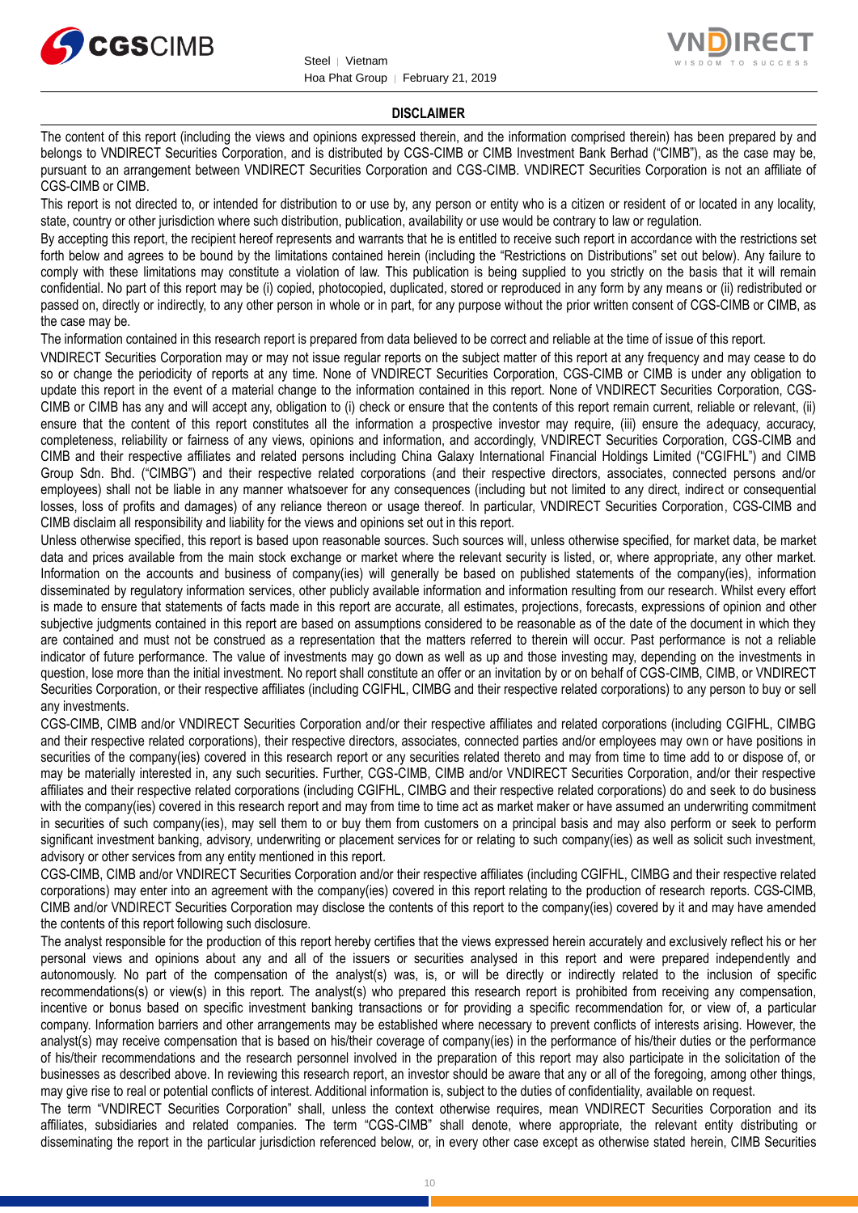## DISCLAIMER

The content of this report (including the views and opinions expressed therein, and the information comprised therein) has been prepared by and belongs to VNDIRECT Securities Corporation, and is distributed by CGS-CIMB or CIMB Investment Bank Berhad ("CIMB"), as the case may be, pursuant to an arrangement between VNDIRECT Securities Corporation and CGS-CIMB. VNDIRECT Securities Corporation is not an affiliate of CGS-CIMB or CIMB.

This report is not directed to, or intended for distribution to or use by, any person or entity who is a citizen or resident of or located in any locality, state, country or other jurisdiction where such distribution, publication, availability or use would be contrary to law or regulation.

By accepting this report, the recipient hereof represents and warrants that he is entitled to receive such report in accordance with the restrictions set forth below and agrees to be bound by the limitations contained herein (including the "Restrictions on Distributions" set out below). Any failure to comply with these limitations may constitute a violation of law. This publication is being supplied to you strictly on the basis that it will remain confidential. No part of this report may be (i) copied, photocopied, duplicated, stored or reproduced in any form by any means or (ii) redistributed or passed on, directly or indirectly, to any other person in whole or in part, for any purpose without the prior written consent of CGS-CIMB or CIMB, as the case may be.

The information contained in this research report is prepared from data believed to be correct and reliable at the time of issue of this report.

VNDIRECT Securities Corporation may or may not issue regular reports on the subject matter of this report at any frequency and may cease to do so or change the periodicity of reports at any time. None of VNDIRECT Securities Corporation, CGS-CIMB or CIMB is under any obligation to update this report in the event of a material change to the information contained in this report. None of VNDIRECT Securities Corporation, CGS-CIMB or CIMB has any and will accept any, obligation to (i) check or ensure that the contents of this report remain current, reliable or relevant, (ii) ensure that the content of this report constitutes all the information a prospective investor may require, (iii) ensure the adequacy, accuracy, completeness, reliability or fairness of any views, opinions and information, and accordingly, VNDIRECT Securities Corporation, CGS-CIMB and CIMB and their respective affiliates and related persons including China Galaxy International Financial Holdings Limited ("CGIFHL") and CIMB Group Sdn. Bhd. ("CIMBG") and their respective related corporations (and their respective directors, associates, connected persons and/or employees) shall not be liable in any manner whatsoever for any consequences (including but not limited to any direct, indirect or consequential losses, loss of profits and damages) of any reliance thereon or usage thereof. In particular, VNDIRECT Securities Corporation, CGS-CIMB and CIMB disclaim all responsibility and liability for the views and opinions set out in this report.

Unless otherwise specified, this report is based upon reasonable sources. Such sources will, unless otherwise specified, for market data, be market data and prices available from the main stock exchange or market where the relevant security is listed, or, where appropriate, any other market. Information on the accounts and business of company(ies) will generally be based on published statements of the company(ies), information disseminated by regulatory information services, other publicly available information and information resulting from our research. Whilst every effort is made to ensure that statements of facts made in this report are accurate, all estimates, projections, forecasts, expressions of opinion and other subjective judgments contained in this report are based on assumptions considered to be reasonable as of the date of the document in which they are contained and must not be construed as a representation that the matters referred to therein will occur. Past performance is not a reliable indicator of future performance. The value of investments may go down as well as up and those investing may, depending on the investments in question, lose more than the initial investment. No report shall constitute an offer or an invitation by or on behalf of CGS-CIMB, CIMB, or VNDIRECT Securities Corporation, or their respective affiliates (including CGIFHL, CIMBG and their respective related corporations) to any person to buy or sell any investments.

CGS-CIMB, CIMB and/or VNDIRECT Securities Corporation and/or their respective affiliates and related corporations (including CGIFHL, CIMBG and their respective related corporations), their respective directors, associates, connected parties and/or employees may own or have positions in securities of the company(ies) covered in this research report or any securities related thereto and may from time to time add to or dispose of, or may be materially interested in, any such securities. Further, CGS-CIMB, CIMB and/or VNDIRECT Securities Corporation, and/or their respective affiliates and their respective related corporations (including CGIFHL, CIMBG and their respective related corporations) do and seek to do business with the company(ies) covered in this research report and may from time to time act as market maker or have assumed an underwriting commitment in securities of such company(ies), may sell them to or buy them from customers on a principal basis and may also perform or seek to perform significant investment banking, advisory, underwriting or placement services for or relating to such company(ies) as well as solicit such investment, advisory or other services from any entity mentioned in this report.

CGS-CIMB, CIMB and/or VNDIRECT Securities Corporation and/or their respective affiliates (including CGIFHL, CIMBG and their respective related corporations) may enter into an agreement with the company(ies) covered in this report relating to the production of research reports. CGS-CIMB, CIMB and/or VNDIRECT Securities Corporation may disclose the contents of this report to the company(ies) covered by it and may have amended the contents of this report following such disclosure.

The analyst responsible for the production of this report hereby certifies that the views expressed herein accurately and exclusively reflect his or her personal views and opinions about any and all of the issuers or securities analysed in this report and were prepared independently and autonomously. No part of the compensation of the analyst(s) was, is, or will be directly or indirectly related to the inclusion of specific recommendations(s) or view(s) in this report. The analyst(s) who prepared this research report is prohibited from receiving any compensation, incentive or bonus based on specific investment banking transactions or for providing a specific recommendation for, or view of, a particular company. Information barriers and other arrangements may be established where necessary to prevent conflicts of interests arising. However, the analyst(s) may receive compensation that is based on his/their coverage of company(ies) in the performance of his/their duties or the performance of his/their recommendations and the research personnel involved in the preparation of this report may also participate in the solicitation of the businesses as described above. In reviewing this research report, an investor should be aware that any or all of the foregoing, among other things, may give rise to real or potential conflicts of interest. Additional information is, subject to the duties of confidentiality, available on request.

The term "VNDIRECT Securities Corporation" shall, unless the context otherwise requires, mean VNDIRECT Securities Corporation and its affiliates, subsidiaries and related companies. The term "CGS-CIMB" shall denote, where appropriate, the relevant entity distributing or disseminating the report in the particular jurisdiction referenced below, or, in every other case except as otherwise stated herein, CIMB Securities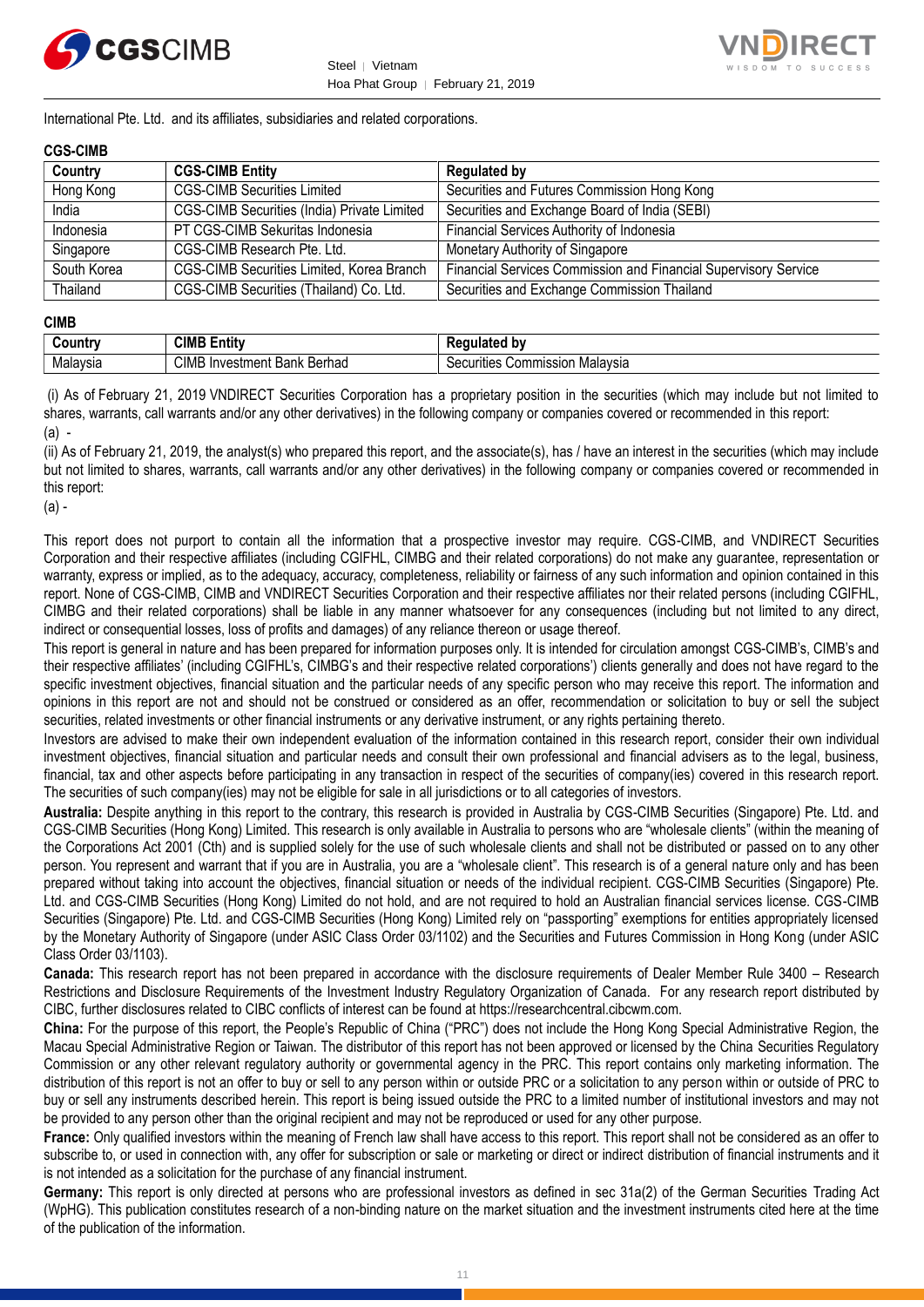International Pte. Ltd. and its affiliates, subsidiaries and related corporations.

**CGS-CIMB**

| Country | CGS-CIMB Entity | Regulated by |
|---|---|---|
| Hong Kong | CGS-CIMB Securities Limited | Securities and Futures Commission Hong Kong |
| India | CGS-CIMB Securities (India) Private Limited | Securities and Exchange Board of India (SEBI) |
| Indonesia | PT CGS-CIMB Sekuritas Indonesia | Financial Services Authority of Indonesia |
| Singapore | CGS-CIMB Research Pte. Ltd. | Monetary Authority of Singapore |
| South Korea | CGS-CIMB Securities Limited, Korea Branch | Financial Services Commission and Financial Supervisory Service |
| Thailand | CGS-CIMB Securities (Thailand) Co. Ltd. | Securities and Exchange Commission Thailand |

**CIMB**

| Country | CIMB Entity | Regulated by |
|---|---|---|
| Malaysia | CIMB Investment Bank Berhad | Securities Commission Malaysia |

(i) As of February 21, 2019 VNDIRECT Securities Corporation has a proprietary position in the securities (which may include but not limited to shares, warrants, call warrants and/or any other derivatives) in the following company or companies covered or recommended in this report:

(a) -

(ii) As of February 21, 2019, the analyst(s) who prepared this report, and the associate(s), has / have an interest in the securities (which may include but not limited to shares, warrants, call warrants and/or any other derivatives) in the following company or companies covered or recommended in this report:

(a) -

This report does not purport to contain all the information that a prospective investor may require. CGS-CIMB, and VNDIRECT Securities Corporation and their respective affiliates (including CGIFHL, CIMBG and their related corporations) do not make any guarantee, representation or warranty, express or implied, as to the adequacy, accuracy, completeness, reliability or fairness of any such information and opinion contained in this report. None of CGS-CIMB, CIMB and VNDIRECT Securities Corporation and their respective affiliates nor their related persons (including CGIFHL, CIMBG and their related corporations) shall be liable in any manner whatsoever for any consequences (including but not limited to any direct, indirect or consequential losses, loss of profits and damages) of any reliance thereon or usage thereof.

This report is general in nature and has been prepared for information purposes only. It is intended for circulation amongst CGS-CIMB's, CIMB's and their respective affiliates' (including CGIFHL's, CIMBG's and their respective related corporations') clients generally and does not have regard to the specific investment objectives, financial situation and the particular needs of any specific person who may receive this report. The information and opinions in this report are not and should not be construed or considered as an offer, recommendation or solicitation to buy or sell the subject securities, related investments or other financial instruments or any derivative instrument, or any rights pertaining thereto.

Investors are advised to make their own independent evaluation of the information contained in this research report, consider their own individual investment objectives, financial situation and particular needs and consult their own professional and financial advisers as to the legal, business, financial, tax and other aspects before participating in any transaction in respect of the securities of company(ies) covered in this research report. The securities of such company(ies) may not be eligible for sale in all jurisdictions or to all categories of investors.

**Australia:** Despite anything in this report to the contrary, this research is provided in Australia by CGS-CIMB Securities (Singapore) Pte. Ltd. and CGS-CIMB Securities (Hong Kong) Limited. This research is only available in Australia to persons who are "wholesale clients" (within the meaning of the Corporations Act 2001 (Cth) and is supplied solely for the use of such wholesale clients and shall not be distributed or passed on to any other person. You represent and warrant that if you are in Australia, you are a "wholesale client". This research is of a general nature only and has been prepared without taking into account the objectives, financial situation or needs of the individual recipient. CGS-CIMB Securities (Singapore) Pte. Ltd. and CGS-CIMB Securities (Hong Kong) Limited do not hold, and are not required to hold an Australian financial services license. CGS-CIMB Securities (Singapore) Pte. Ltd. and CGS-CIMB Securities (Hong Kong) Limited rely on "passporting" exemptions for entities appropriately licensed by the Monetary Authority of Singapore (under ASIC Class Order 03/1102) and the Securities and Futures Commission in Hong Kong (under ASIC Class Order 03/1103).

**Canada:** This research report has not been prepared in accordance with the disclosure requirements of Dealer Member Rule 3400 – Research Restrictions and Disclosure Requirements of the Investment Industry Regulatory Organization of Canada. For any research report distributed by CIBC, further disclosures related to CIBC conflicts of interest can be found at https://researchcentral.cibcwm.com.

**China:** For the purpose of this report, the People's Republic of China ("PRC") does not include the Hong Kong Special Administrative Region, the Macau Special Administrative Region or Taiwan. The distributor of this report has not been approved or licensed by the China Securities Regulatory Commission or any other relevant regulatory authority or governmental agency in the PRC. This report contains only marketing information. The distribution of this report is not an offer to buy or sell to any person within or outside PRC or a solicitation to any person within or outside of PRC to buy or sell any instruments described herein. This report is being issued outside the PRC to a limited number of institutional investors and may not be provided to any person other than the original recipient and may not be reproduced or used for any other purpose.

**France:** Only qualified investors within the meaning of French law shall have access to this report. This report shall not be considered as an offer to subscribe to, or used in connection with, any offer for subscription or sale or marketing or direct or indirect distribution of financial instruments and it is not intended as a solicitation for the purchase of any financial instrument.

**Germany:** This report is only directed at persons who are professional investors as defined in sec 31a(2) of the German Securities Trading Act (WpHG). This publication constitutes research of a non-binding nature on the market situation and the investment instruments cited here at the time of the publication of the information.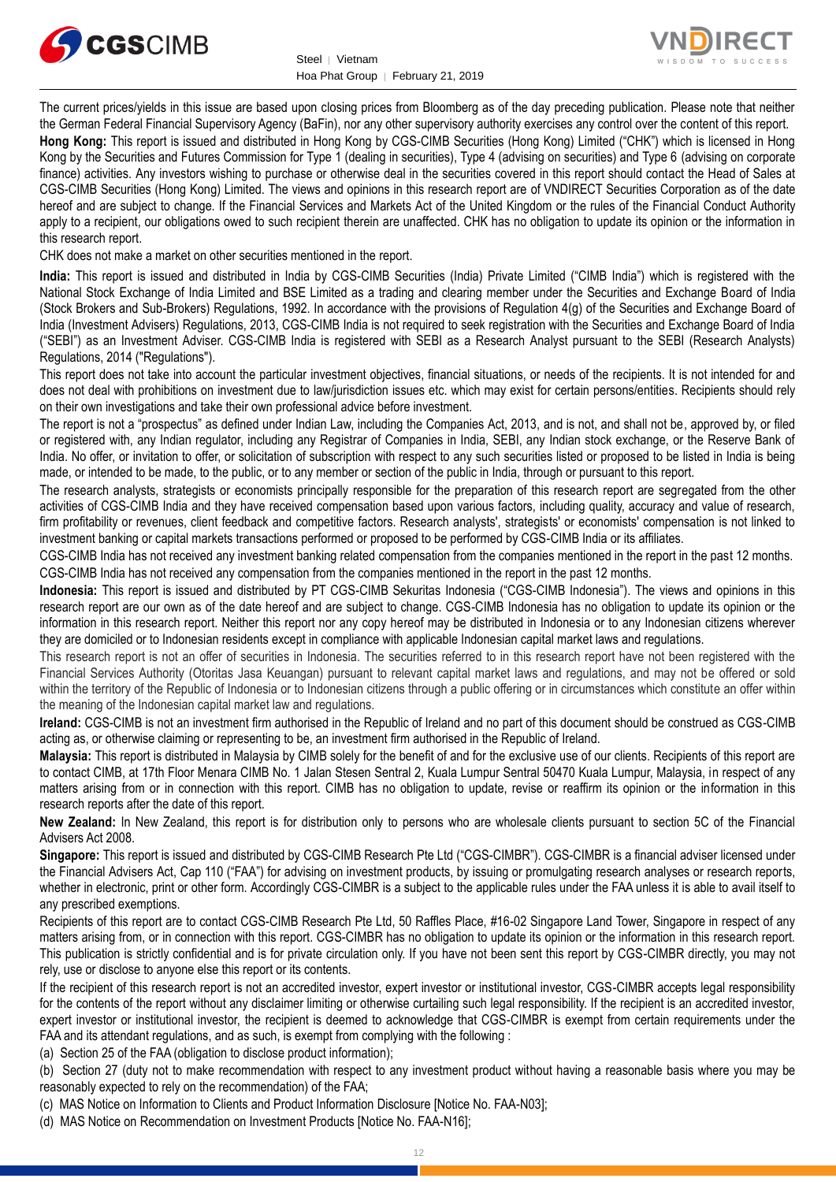The current prices/yields in this issue are based upon closing prices from Bloomberg as of the day preceding publication. Please note that neither the German Federal Financial Supervisory Agency (BaFin), nor any other supervisory authority exercises any control over the content of this report.

**Hong Kong:** This report is issued and distributed in Hong Kong by CGS-CIMB Securities (Hong Kong) Limited ("CHK") which is licensed in Hong Kong by the Securities and Futures Commission for Type 1 (dealing in securities), Type 4 (advising on securities) and Type 6 (advising on corporate finance) activities. Any investors wishing to purchase or otherwise deal in the securities covered in this report should contact the Head of Sales at CGS-CIMB Securities (Hong Kong) Limited. The views and opinions in this research report are of VNDIRECT Securities Corporation as of the date hereof and are subject to change. If the Financial Services and Markets Act of the United Kingdom or the rules of the Financial Conduct Authority apply to a recipient, our obligations owed to such recipient therein are unaffected. CHK has no obligation to update its opinion or the information in this research report.

CHK does not make a market on other securities mentioned in the report.

**India:** This report is issued and distributed in India by CGS-CIMB Securities (India) Private Limited ("CIMB India") which is registered with the National Stock Exchange of India Limited and BSE Limited as a trading and clearing member under the Securities and Exchange Board of India (Stock Brokers and Sub-Brokers) Regulations, 1992. In accordance with the provisions of Regulation 4(g) of the Securities and Exchange Board of India (Investment Advisers) Regulations, 2013, CGS-CIMB India is not required to seek registration with the Securities and Exchange Board of India ("SEBI") as an Investment Adviser. CGS-CIMB India is registered with SEBI as a Research Analyst pursuant to the SEBI (Research Analysts) Regulations, 2014 ("Regulations").

This report does not take into account the particular investment objectives, financial situations, or needs of the recipients. It is not intended for and does not deal with prohibitions on investment due to law/jurisdiction issues etc. which may exist for certain persons/entities. Recipients should rely on their own investigations and take their own professional advice before investment.

The report is not a "prospectus" as defined under Indian Law, including the Companies Act, 2013, and is not, and shall not be, approved by, or filed or registered with, any Indian regulator, including any Registrar of Companies in India, SEBI, any Indian stock exchange, or the Reserve Bank of India. No offer, or invitation to offer, or solicitation of subscription with respect to any such securities listed or proposed to be listed in India is being made, or intended to be made, to the public, or to any member or section of the public in India, through or pursuant to this report.

The research analysts, strategists or economists principally responsible for the preparation of this research report are segregated from the other activities of CGS-CIMB India and they have received compensation based upon various factors, including quality, accuracy and value of research, firm profitability or revenues, client feedback and competitive factors. Research analysts', strategists' or economists' compensation is not linked to investment banking or capital markets transactions performed or proposed to be performed by CGS-CIMB India or its affiliates.

CGS-CIMB India has not received any investment banking related compensation from the companies mentioned in the report in the past 12 months. CGS-CIMB India has not received any compensation from the companies mentioned in the report in the past 12 months.

**Indonesia:** This report is issued and distributed by PT CGS-CIMB Sekuritas Indonesia ("CGS-CIMB Indonesia"). The views and opinions in this research report are our own as of the date hereof and are subject to change. CGS-CIMB Indonesia has no obligation to update its opinion or the information in this research report. Neither this research report nor any copy hereof may be distributed in Indonesia or to any Indonesian citizens wherever they are domiciled or to Indonesian residents except in compliance with applicable Indonesian capital market laws and regulations.

This research report is not an offer of securities in Indonesia. The securities referred to in this research report have not been registered with the Financial Services Authority (Otoritas Jasa Keuangan) pursuant to relevant capital market laws and regulations, and may not be offered or sold within the territory of the Republic of Indonesia or to Indonesian citizens through a public offering or in circumstances which constitute an offer within the meaning of the Indonesian capital market law and regulations.

**Ireland:** CGS-CIMB is not an investment firm authorised in the Republic of Ireland and no part of this document should be construed as CGS-CIMB acting as, or otherwise claiming or representing to be, an investment firm authorised in the Republic of Ireland.

**Malaysia:** This report is distributed in Malaysia by CIMB solely for the benefit of and for the exclusive use of our clients. Recipients of this report are to contact CIMB, at 17th Floor Menara CIMB No. 1 Jalan Stesen Sentral 2, Kuala Lumpur Sentral 50470 Kuala Lumpur, Malaysia, in respect of any matters arising from or in connection with this report. CIMB has no obligation to update, revise or reaffirm its opinion or the information in this research reports after the date of this report.

**New Zealand:** In New Zealand, this report is for distribution only to persons who are wholesale clients pursuant to section 5C of the Financial Advisers Act 2008.

**Singapore:** This report is issued and distributed by CGS-CIMB Research Pte Ltd ("CGS-CIMBR"). CGS-CIMBR is a financial adviser licensed under the Financial Advisers Act, Cap 110 ("FAA") for advising on investment products, by issuing or promulgating research analyses or research reports, whether in electronic, print or other form. Accordingly CGS-CIMBR is a subject to the applicable rules under the FAA unless it is able to avail itself to any prescribed exemptions.

Recipients of this report are to contact CGS-CIMB Research Pte Ltd, 50 Raffles Place, #16-02 Singapore Land Tower, Singapore in respect of any matters arising from, or in connection with this report. CGS-CIMBR has no obligation to update its opinion or the information in this research report. This publication is strictly confidential and is for private circulation only. If you have not been sent this report by CGS-CIMBR directly, you may not rely, use or disclose to anyone else this report or its contents.

If the recipient of this research report is not an accredited investor, expert investor or institutional investor, CGS-CIMBR accepts legal responsibility for the contents of the report without any disclaimer limiting or otherwise curtailing such legal responsibility. If the recipient is an accredited investor, expert investor or institutional investor, the recipient is deemed to acknowledge that CGS-CIMBR is exempt from certain requirements under the FAA and its attendant regulations, and as such, is exempt from complying with the following :

(a) Section 25 of the FAA (obligation to disclose product information);

(b) Section 27 (duty not to make recommendation with respect to any investment product without having a reasonable basis where you may be reasonably expected to rely on the recommendation) of the FAA;

(c) MAS Notice on Information to Clients and Product Information Disclosure [Notice No. FAA-N03];

(d) MAS Notice on Recommendation on Investment Products [Notice No. FAA-N16];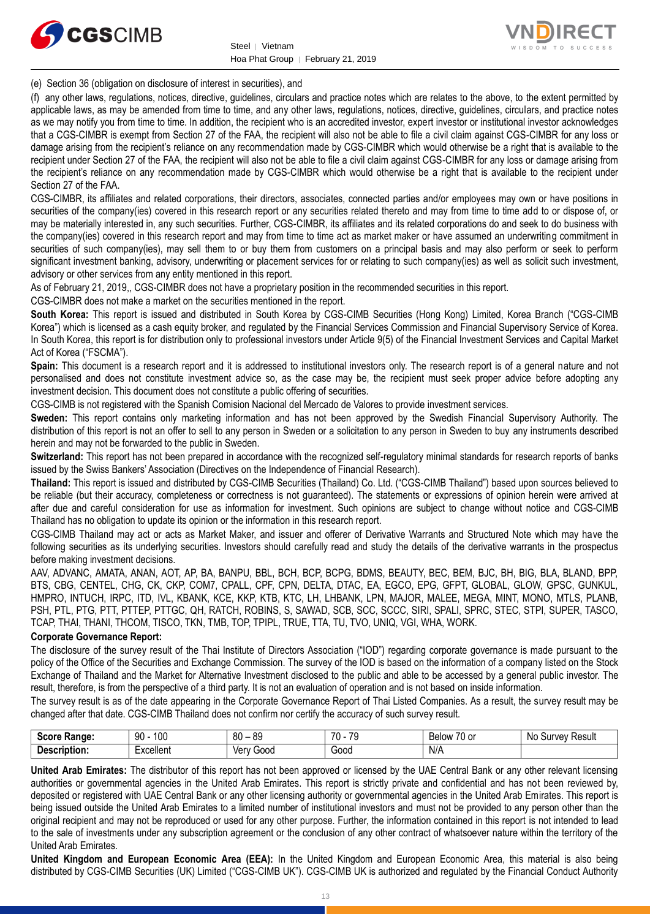(e) Section 36 (obligation on disclosure of interest in securities), and

(f) any other laws, regulations, notices, directive, guidelines, circulars and practice notes which are relates to the above, to the extent permitted by applicable laws, as may be amended from time to time, and any other laws, regulations, notices, directive, guidelines, circulars, and practice notes as we may notify you from time to time. In addition, the recipient who is an accredited investor, expert investor or institutional investor acknowledges that a CGS-CIMBR is exempt from Section 27 of the FAA, the recipient will also not be able to file a civil claim against CGS-CIMBR for any loss or damage arising from the recipient's reliance on any recommendation made by CGS-CIMBR which would otherwise be a right that is available to the recipient under Section 27 of the FAA, the recipient will also not be able to file a civil claim against CGS-CIMBR for any loss or damage arising from the recipient's reliance on any recommendation made by CGS-CIMBR which would otherwise be a right that is available to the recipient under Section 27 of the FAA.

CGS-CIMBR, its affiliates and related corporations, their directors, associates, connected parties and/or employees may own or have positions in securities of the company(ies) covered in this research report or any securities related thereto and may from time to time add to or dispose of, or may be materially interested in, any such securities. Further, CGS-CIMBR, its affiliates and its related corporations do and seek to do business with the company(ies) covered in this research report and may from time to time act as market maker or have assumed an underwriting commitment in securities of such company(ies), may sell them to or buy them from customers on a principal basis and may also perform or seek to perform significant investment banking, advisory, underwriting or placement services for or relating to such company(ies) as well as solicit such investment, advisory or other services from any entity mentioned in this report.

As of February 21, 2019,, CGS-CIMBR does not have a proprietary position in the recommended securities in this report.

CGS-CIMBR does not make a market on the securities mentioned in the report.

**South Korea:** This report is issued and distributed in South Korea by CGS-CIMB Securities (Hong Kong) Limited, Korea Branch ("CGS-CIMB Korea") which is licensed as a cash equity broker, and regulated by the Financial Services Commission and Financial Supervisory Service of Korea. In South Korea, this report is for distribution only to professional investors under Article 9(5) of the Financial Investment Services and Capital Market Act of Korea ("FSCMA").

**Spain:** This document is a research report and it is addressed to institutional investors only. The research report is of a general nature and not personalised and does not constitute investment advice so, as the case may be, the recipient must seek proper advice before adopting any investment decision. This document does not constitute a public offering of securities.

CGS-CIMB is not registered with the Spanish Comision Nacional del Mercado de Valores to provide investment services.

**Sweden:** This report contains only marketing information and has not been approved by the Swedish Financial Supervisory Authority. The distribution of this report is not an offer to sell to any person in Sweden or a solicitation to any person in Sweden to buy any instruments described herein and may not be forwarded to the public in Sweden.

**Switzerland:** This report has not been prepared in accordance with the recognized self-regulatory minimal standards for research reports of banks issued by the Swiss Bankers' Association (Directives on the Independence of Financial Research).

**Thailand:** This report is issued and distributed by CGS-CIMB Securities (Thailand) Co. Ltd. ("CGS-CIMB Thailand") based upon sources believed to be reliable (but their accuracy, completeness or correctness is not guaranteed). The statements or expressions of opinion herein were arrived at after due and careful consideration for use as information for investment. Such opinions are subject to change without notice and CGS-CIMB Thailand has no obligation to update its opinion or the information in this research report.

CGS-CIMB Thailand may act or acts as Market Maker, and issuer and offerer of Derivative Warrants and Structured Note which may have the following securities as its underlying securities. Investors should carefully read and study the details of the derivative warrants in the prospectus before making investment decisions.

AAV, ADVANC, AMATA, ANAN, AOT, AP, BA, BANPU, BBL, BCH, BCP, BCPG, BDMS, BEAUTY, BEC, BEM, BJC, BH, BIG, BLA, BLAND, BPP, BTS, CBG, CENTEL, CHG, CK, CKP, COM7, CPALL, CPF, CPN, DELTA, DTAC, EA, EGCO, EPG, GFPT, GLOBAL, GLOW, GPSC, GUNKUL, HMPRO, INTUCH, IRPC, ITD, IVL, KBANK, KCE, KKP, KTB, KTC, LH, LHBANK, LPN, MAJOR, MALEE, MEGA, MINT, MONO, MTLS, PLANB, PSH, PTL, PTG, PTT, PTTEP, PTTGC, QH, RATCH, ROBINS, S, SAWAD, SCB, SCC, SCCC, SIRI, SPALI, SPRC, STEC, STPI, SUPER, TASCO, TCAP, THAI, THANI, THCOM, TISCO, TKN, TMB, TOP, TPIPL, TRUE, TTA, TU, TVO, UNIQ, VGI, WHA, WORK.

**Corporate Governance Report:**

The disclosure of the survey result of the Thai Institute of Directors Association ("IOD") regarding corporate governance is made pursuant to the policy of the Office of the Securities and Exchange Commission. The survey of the IOD is based on the information of a company listed on the Stock Exchange of Thailand and the Market for Alternative Investment disclosed to the public and able to be accessed by a general public investor. The result, therefore, is from the perspective of a third party. It is not an evaluation of operation and is not based on inside information.

The survey result is as of the date appearing in the Corporate Governance Report of Thai Listed Companies. As a result, the survey result may be changed after that date. CGS-CIMB Thailand does not confirm nor certify the accuracy of such survey result.

| **Score Range:** | 90 - 100 | 80 – 89 | 70 - 79 | Below 70 or | No Survey Result |
|---|---|---|---|---|---|
| **Description:** | Excellent | Very Good | Good | N/A | |

**United Arab Emirates:** The distributor of this report has not been approved or licensed by the UAE Central Bank or any other relevant licensing authorities or governmental agencies in the United Arab Emirates. This report is strictly private and confidential and has not been reviewed by, deposited or registered with UAE Central Bank or any other licensing authority or governmental agencies in the United Arab Emirates. This report is being issued outside the United Arab Emirates to a limited number of institutional investors and must not be provided to any person other than the original recipient and may not be reproduced or used for any other purpose. Further, the information contained in this report is not intended to lead to the sale of investments under any subscription agreement or the conclusion of any other contract of whatsoever nature within the territory of the United Arab Emirates.

**United Kingdom and European Economic Area (EEA):** In the United Kingdom and European Economic Area, this material is also being distributed by CGS-CIMB Securities (UK) Limited ("CGS-CIMB UK"). CGS-CIMB UK is authorized and regulated by the Financial Conduct Authority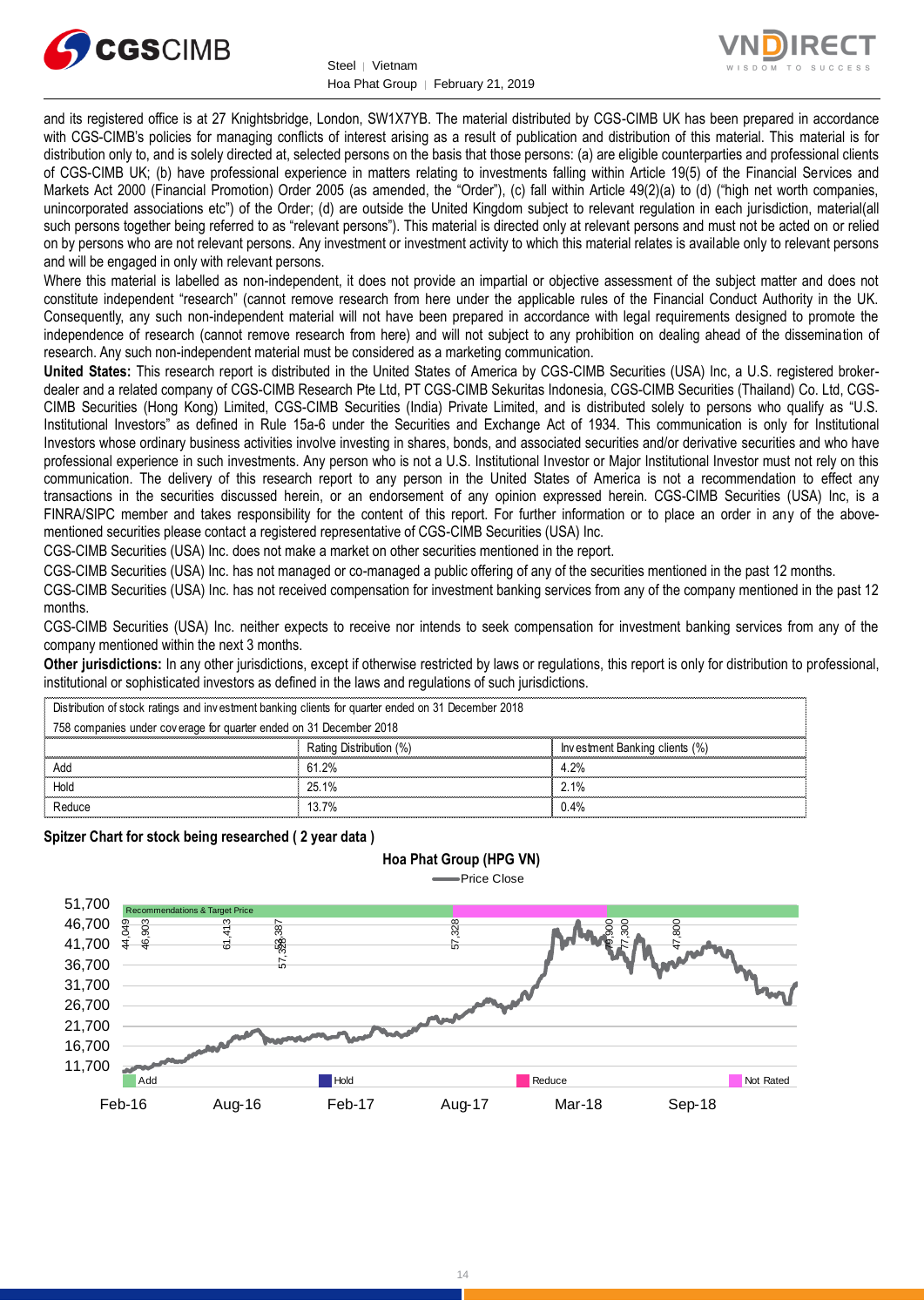and its registered office is at 27 Knightsbridge, London, SW1X7YB. The material distributed by CGS-CIMB UK has been prepared in accordance with CGS-CIMB's policies for managing conflicts of interest arising as a result of publication and distribution of this material. This material is for distribution only to, and is solely directed at, selected persons on the basis that those persons: (a) are eligible counterparties and professional clients of CGS-CIMB UK; (b) have professional experience in matters relating to investments falling within Article 19(5) of the Financial Services and Markets Act 2000 (Financial Promotion) Order 2005 (as amended, the "Order"), (c) fall within Article 49(2)(a) to (d) ("high net worth companies, unincorporated associations etc") of the Order; (d) are outside the United Kingdom subject to relevant regulation in each jurisdiction, material(all such persons together being referred to as "relevant persons"). This material is directed only at relevant persons and must not be acted on or relied on by persons who are not relevant persons. Any investment or investment activity to which this material relates is available only to relevant persons and will be engaged in only with relevant persons.

Where this material is labelled as non-independent, it does not provide an impartial or objective assessment of the subject matter and does not constitute independent "research" (cannot remove research from here under the applicable rules of the Financial Conduct Authority in the UK. Consequently, any such non-independent material will not have been prepared in accordance with legal requirements designed to promote the independence of research (cannot remove research from here) and will not subject to any prohibition on dealing ahead of the dissemination of research. Any such non-independent material must be considered as a marketing communication.

**United States:** This research report is distributed in the United States of America by CGS-CIMB Securities (USA) Inc, a U.S. registered broker-dealer and a related company of CGS-CIMB Research Pte Ltd, PT CGS-CIMB Sekuritas Indonesia, CGS-CIMB Securities (Thailand) Co. Ltd, CGS-CIMB Securities (Hong Kong) Limited, CGS-CIMB Securities (India) Private Limited, and is distributed solely to persons who qualify as "U.S. Institutional Investors" as defined in Rule 15a-6 under the Securities and Exchange Act of 1934. This communication is only for Institutional Investors whose ordinary business activities involve investing in shares, bonds, and associated securities and/or derivative securities and who have professional experience in such investments. Any person who is not a U.S. Institutional Investor or Major Institutional Investor must not rely on this communication. The delivery of this research report to any person in the United States of America is not a recommendation to effect any transactions in the securities discussed herein, or an endorsement of any opinion expressed herein. CGS-CIMB Securities (USA) Inc, is a FINRA/SIPC member and takes responsibility for the content of this report. For further information or to place an order in any of the above-mentioned securities please contact a registered representative of CGS-CIMB Securities (USA) Inc.

CGS-CIMB Securities (USA) Inc. does not make a market on other securities mentioned in the report.

CGS-CIMB Securities (USA) Inc. has not managed or co-managed a public offering of any of the securities mentioned in the past 12 months.

CGS-CIMB Securities (USA) Inc. has not received compensation for investment banking services from any of the company mentioned in the past 12 months.

CGS-CIMB Securities (USA) Inc. neither expects to receive nor intends to seek compensation for investment banking services from any of the company mentioned within the next 3 months.

**Other jurisdictions:** In any other jurisdictions, except if otherwise restricted by laws or regulations, this report is only for distribution to professional, institutional or sophisticated investors as defined in the laws and regulations of such jurisdictions.

| Distribution of stock ratings and investment banking clients for quarter ended on 31 December 2018 | | |
|---|---|---|
| 758 companies under coverage for quarter ended on 31 December 2018 | | |
| | Rating Distribution (%) | Investment Banking clients (%) |
| Add | 61.2% | 4.2% |
| Hold | 25.1% | 2.1% |
| Reduce | 13.7% | 0.4% |

**Spitzer Chart for stock being researched ( 2 year data )**

Hoa Phat Group (HPG VN)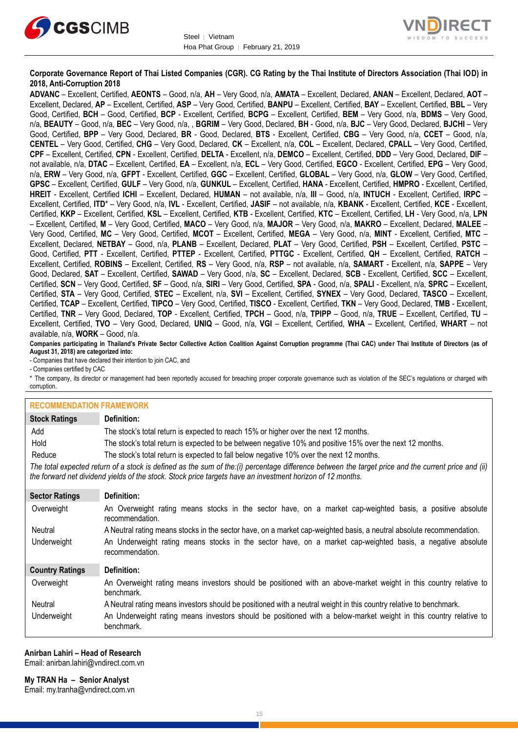**Corporate Governance Report of Thai Listed Companies (CGR). CG Rating by the Thai Institute of Directors Association (Thai IOD) in 2018, Anti-Corruption 2018**

**ADVANC** – Excellent, Certified, **AEONTS** – Good, n/a, **AH** – Very Good, n/a, **AMATA** – Excellent, Declared, **ANAN** – Excellent, Declared, **AOT** – Excellent, Declared, **AP** – Excellent, Certified, **ASP** – Very Good, Certified, **BANPU** – Excellent, Certified, **BAY** – Excellent, Certified, **BBL** – Very Good, Certified, **BCH** – Good, Certified, **BCP** - Excellent, Certified, **BCPG** – Excellent, Certified, **BEM** – Very Good, n/a, **BDMS** – Very Good, n/a, **BEAUTY** – Good, n/a, **BEC** – Very Good, n/a, , **BGRIM** – Very Good, Declared, **BH** - Good, n/a, **BJC** – Very Good, Declared, **BJCHI** – Very Good, Certified, **BPP** – Very Good, Declared, **BR** - Good, Declared, **BTS** - Excellent, Certified, **CBG** – Very Good, n/a, **CCET** – Good, n/a, **CENTEL** – Very Good, Certified, **CHG** – Very Good, Declared, **CK** – Excellent, n/a, **COL** – Excellent, Declared, **CPALL** – Very Good, Certified, **CPF** – Excellent, Certified, **CPN** - Excellent, Certified, **DELTA** - Excellent, n/a, **DEMCO** – Excellent, Certified, **DDD** – Very Good, Declared, **DIF** – not available, n/a, **DTAC** – Excellent, Certified, **EA** – Excellent, n/a, **ECL** – Very Good, Certified, **EGCO** - Excellent, Certified, **EPG** – Very Good, n/a, **ERW** – Very Good, n/a, **GFPT** - Excellent, Certified, **GGC** – Excellent, Certified, **GLOBAL** – Very Good, n/a, **GLOW** – Very Good, Certified, **GPSC** – Excellent, Certified, **GULF** – Very Good, n/a, **GUNKUL** – Excellent, Certified, **HANA** - Excellent, Certified, **HMPRO** - Excellent, Certified, **HREIT** - Excellent, Certified **ICHI** – Excellent, Declared, **HUMAN** – not available, n/a, **III** – Good, n/a, **INTUCH** - Excellent, Certified, **IRPC** – Excellent, Certified, **ITD*** – Very Good, n/a, **IVL** - Excellent, Certified, **JASIF** – not available, n/a, **KBANK** - Excellent, Certified, **KCE** - Excellent, Certified, **KKP** – Excellent, Certified, **KSL** – Excellent, Certified, **KTB** - Excellent, Certified, **KTC** – Excellent, Certified, **LH** - Very Good, n/a, **LPN** – Excellent, Certified, **M** – Very Good, Certified, **MACO** – Very Good, n/a, **MAJOR** – Very Good, n/a, **MAKRO** – Excellent, Declared, **MALEE** – Very Good, Certified, **MC** – Very Good, Certified, **MCOT** – Excellent, Certified, **MEGA** – Very Good, n/a, **MINT** - Excellent, Certified, **MTC** – Excellent, Declared, **NETBAY** – Good, n/a, **PLANB** – Excellent, Declared, **PLAT** – Very Good, Certified, **PSH** – Excellent, Certified, **PSTC** – Good, Certified, **PTT** - Excellent, Certified, **PTTEP** - Excellent, Certified, **PTTGC** - Excellent, Certified, **QH** – Excellent, Certified, **RATCH** – Excellent, Certified, **ROBINS** – Excellent, Certified, **RS** – Very Good, n/a, **RSP** – not available, n/a, **SAMART** - Excellent, n/a, **SAPPE** – Very Good, Declared, **SAT** – Excellent, Certified, **SAWAD** – Very Good, n/a, **SC** – Excellent, Declared, **SCB** - Excellent, Certified, **SCC** – Excellent, Certified, **SCN** – Very Good, Certified, **SF** – Good, n/a, **SIRI** – Very Good, Certified, **SPA** - Good, n/a, **SPALI** - Excellent, n/a, **SPRC** – Excellent, Certified, **STA** – Very Good, Certified, **STEC** – Excellent, n/a, **SVI** – Excellent, Certified, **SYNEX** – Very Good, Declared, **TASCO** – Excellent, Certified, **TCAP** – Excellent, Certified, **TIPCO** – Very Good, Certified, **TISCO** - Excellent, Certified, **TKN** – Very Good, Declared, **TMB** - Excellent, Certified, **TNR** – Very Good, Declared, **TOP** - Excellent, Certified, **TPCH** – Good, n/a, **TPIPP** – Good, n/a, **TRUE** – Excellent, Certified, **TU** – Excellent, Certified, **TVO** – Very Good, Declared, **UNIQ** – Good, n/a, **VGI** – Excellent, Certified, **WHA** – Excellent, Certified, **WHART** – not available, n/a, **WORK** – Good, n/a.

**Companies participating in Thailand's Private Sector Collective Action Coalition Against Corruption programme (Thai CAC) under Thai Institute of Directors (as of August 31, 2018) are categorized into:**

- Companies that have declared their intention to join CAC, and
- Companies certified by CAC

\* The company, its director or management had been reportedly accused for breaching proper corporate governance such as violation of the SEC's regulations or charged with corruption.

## RECOMMENDATION FRAMEWORK

| Stock Ratings | Definition: |
|---|---|
| Add | The stock's total return is expected to reach 15% or higher over the next 12 months. |
| Hold | The stock's total return is expected to be between negative 10% and positive 15% over the next 12 months. |
| Reduce | The stock's total return is expected to fall below negative 10% over the next 12 months. |

*The total expected return of a stock is defined as the sum of the:(i) percentage difference between the target price and the current price and (ii) the forward net dividend yields of the stock. Stock price targets have an investment horizon of 12 months.*

| Sector Ratings | Definition: |
|---|---|
| Overweight | An Overweight rating means stocks in the sector have, on a market cap-weighted basis, a positive absolute recommendation. |
| Neutral | A Neutral rating means stocks in the sector have, on a market cap-weighted basis, a neutral absolute recommendation. |
| Underweight | An Underweight rating means stocks in the sector have, on a market cap-weighted basis, a negative absolute recommendation. |

| Country Ratings | Definition: |
|---|---|
| Overweight | An Overweight rating means investors should be positioned with an above-market weight in this country relative to benchmark. |
| Neutral | A Neutral rating means investors should be positioned with a neutral weight in this country relative to benchmark. |
| Underweight | An Underweight rating means investors should be positioned with a below-market weight in this country relative to benchmark. |

**Anirban Lahiri – Head of Research**
Email: anirban.lahiri@vndirect.com.vn

**My TRAN Ha – Senior Analyst**
Email: my.tranha@vndirect.com.vn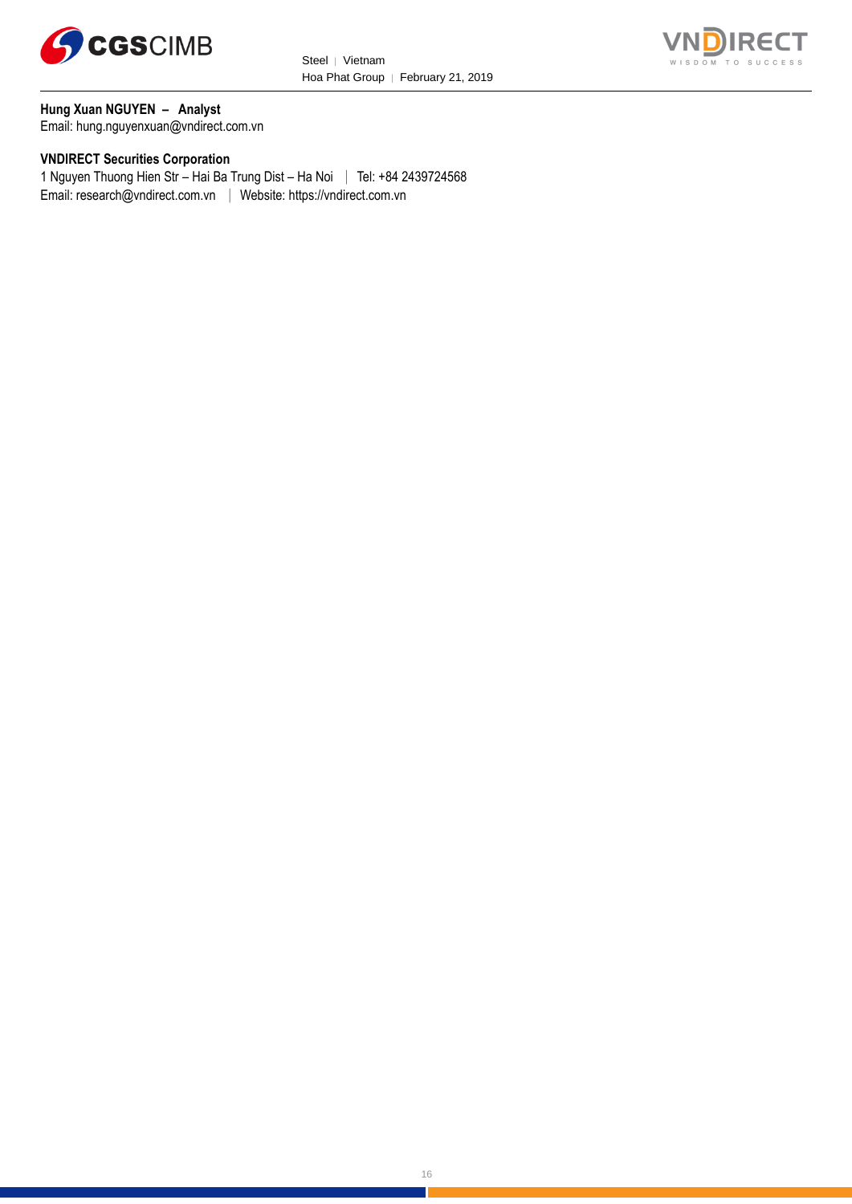**Hung Xuan NGUYEN – Analyst**
Email: hung.nguyenxuan@vndirect.com.vn

**VNDIRECT Securities Corporation**
1 Nguyen Thuong Hien Str – Hai Ba Trung Dist – Ha Noi | Tel: +84 2439724568
Email: research@vndirect.com.vn | Website: https://vndirect.com.vn